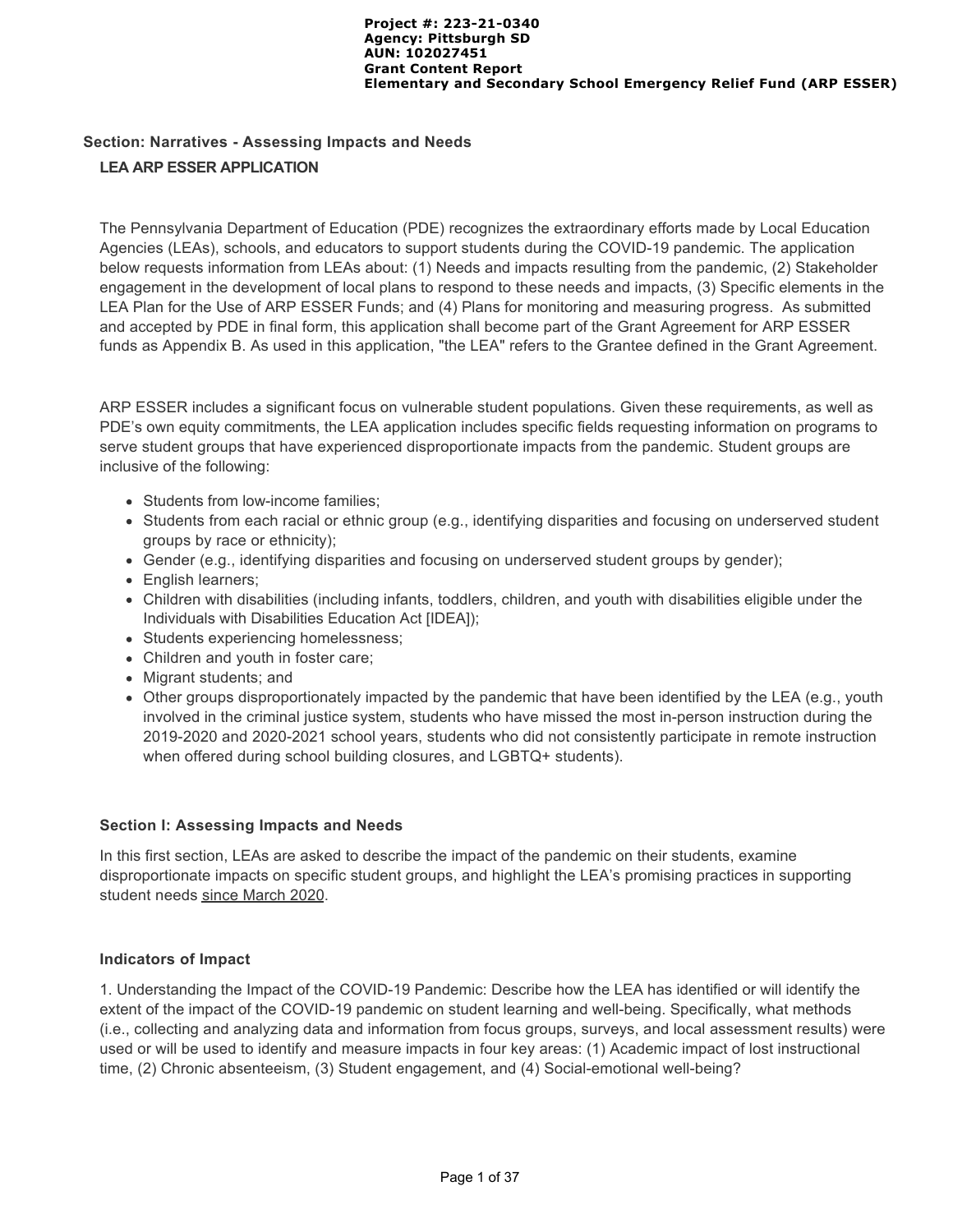**Project #: 223-21-0340**
**Agency: Pittsburgh SD**
**AUN: 102027451**
**Grant Content Report**
**Elementary and Secondary School Emergency Relief Fund (ARP ESSER)**

## Section: Narratives - Assessing Impacts and Needs

### LEA ARP ESSER APPLICATION

The Pennsylvania Department of Education (PDE) recognizes the extraordinary efforts made by Local Education Agencies (LEAs), schools, and educators to support students during the COVID-19 pandemic. The application below requests information from LEAs about: (1) Needs and impacts resulting from the pandemic, (2) Stakeholder engagement in the development of local plans to respond to these needs and impacts, (3) Specific elements in the LEA Plan for the Use of ARP ESSER Funds; and (4) Plans for monitoring and measuring progress. As submitted and accepted by PDE in final form, this application shall become part of the Grant Agreement for ARP ESSER funds as Appendix B. As used in this application, "the LEA" refers to the Grantee defined in the Grant Agreement.

ARP ESSER includes a significant focus on vulnerable student populations. Given these requirements, as well as PDE's own equity commitments, the LEA application includes specific fields requesting information on programs to serve student groups that have experienced disproportionate impacts from the pandemic. Student groups are inclusive of the following:

- Students from low-income families;
- Students from each racial or ethnic group (e.g., identifying disparities and focusing on underserved student groups by race or ethnicity);
- Gender (e.g., identifying disparities and focusing on underserved student groups by gender);
- English learners;
- Children with disabilities (including infants, toddlers, children, and youth with disabilities eligible under the Individuals with Disabilities Education Act [IDEA]);
- Students experiencing homelessness;
- Children and youth in foster care;
- Migrant students; and
- Other groups disproportionately impacted by the pandemic that have been identified by the LEA (e.g., youth involved in the criminal justice system, students who have missed the most in-person instruction during the 2019-2020 and 2020-2021 school years, students who did not consistently participate in remote instruction when offered during school building closures, and LGBTQ+ students).

### Section I: Assessing Impacts and Needs

In this first section, LEAs are asked to describe the impact of the pandemic on their students, examine disproportionate impacts on specific student groups, and highlight the LEA's promising practices in supporting student needs since March 2020.

#### Indicators of Impact

1. Understanding the Impact of the COVID-19 Pandemic: Describe how the LEA has identified or will identify the extent of the impact of the COVID-19 pandemic on student learning and well-being. Specifically, what methods (i.e., collecting and analyzing data and information from focus groups, surveys, and local assessment results) were used or will be used to identify and measure impacts in four key areas: (1) Academic impact of lost instructional time, (2) Chronic absenteeism, (3) Student engagement, and (4) Social-emotional well-being?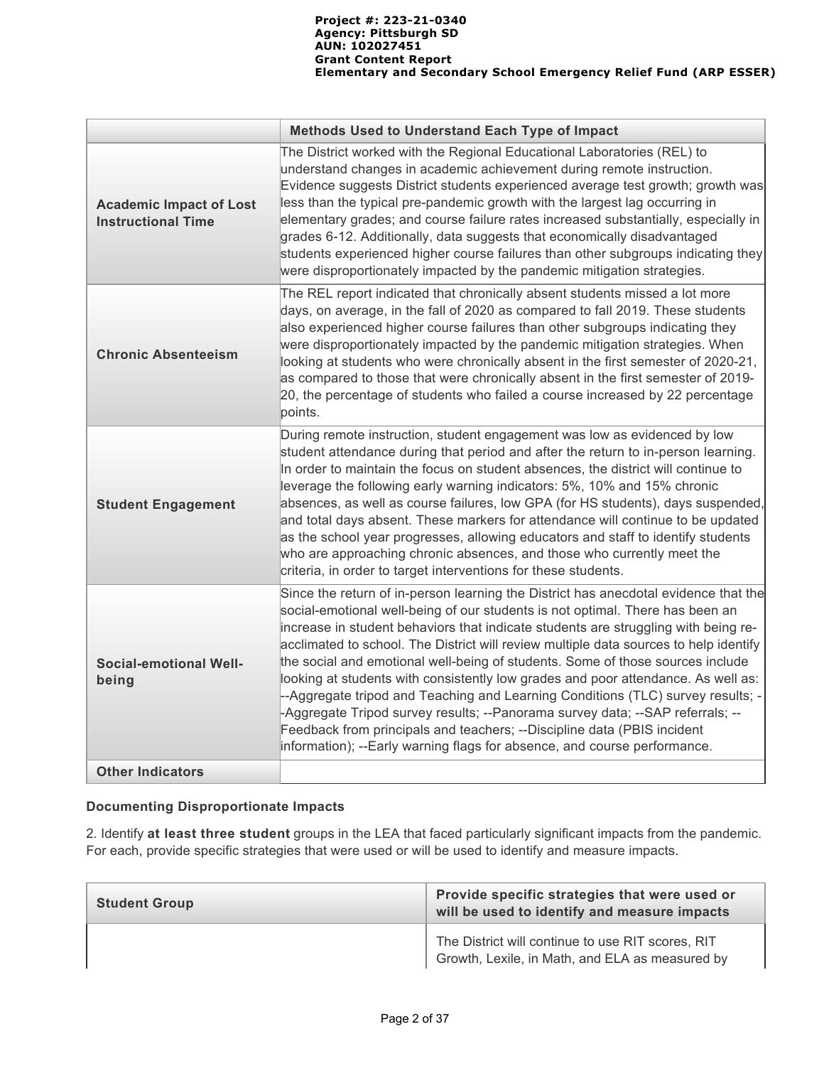| | Methods Used to Understand Each Type of Impact |
|---|---|
| **Academic Impact of Lost Instructional Time** | The District worked with the Regional Educational Laboratories (REL) to understand changes in academic achievement during remote instruction. Evidence suggests District students experienced average test growth; growth was less than the typical pre-pandemic growth with the largest lag occurring in elementary grades; and course failure rates increased substantially, especially in grades 6-12. Additionally, data suggests that economically disadvantaged students experienced higher course failures than other subgroups indicating they were disproportionately impacted by the pandemic mitigation strategies. |
| **Chronic Absenteeism** | The REL report indicated that chronically absent students missed a lot more days, on average, in the fall of 2020 as compared to fall 2019. These students also experienced higher course failures than other subgroups indicating they were disproportionately impacted by the pandemic mitigation strategies. When looking at students who were chronically absent in the first semester of 2020-21, as compared to those that were chronically absent in the first semester of 2019-20, the percentage of students who failed a course increased by 22 percentage points. |
| **Student Engagement** | During remote instruction, student engagement was low as evidenced by low student attendance during that period and after the return to in-person learning. In order to maintain the focus on student absences, the district will continue to leverage the following early warning indicators: 5%, 10% and 15% chronic absences, as well as course failures, low GPA (for HS students), days suspended, and total days absent. These markers for attendance will continue to be updated as the school year progresses, allowing educators and staff to identify students who are approaching chronic absences, and those who currently meet the criteria, in order to target interventions for these students. |
| **Social-emotional Well-being** | Since the return of in-person learning the District has anecdotal evidence that the social-emotional well-being of our students is not optimal. There has been an increase in student behaviors that indicate students are struggling with being re-acclimated to school. The District will review multiple data sources to help identify the social and emotional well-being of students. Some of those sources include looking at students with consistently low grades and poor attendance. As well as: --Aggregate tripod and Teaching and Learning Conditions (TLC) survey results; --Aggregate Tripod survey results; --Panorama survey data; --SAP referrals; --Feedback from principals and teachers; --Discipline data (PBIS incident information); --Early warning flags for absence, and course performance. |
| **Other Indicators** | |

### Documenting Disproportionate Impacts

2. Identify **at least three student** groups in the LEA that faced particularly significant impacts from the pandemic. For each, provide specific strategies that were used or will be used to identify and measure impacts.

| Student Group | Provide specific strategies that were used or will be used to identify and measure impacts |
|---|---|
| | The District will continue to use RIT scores, RIT Growth, Lexile, in Math, and ELA as measured by |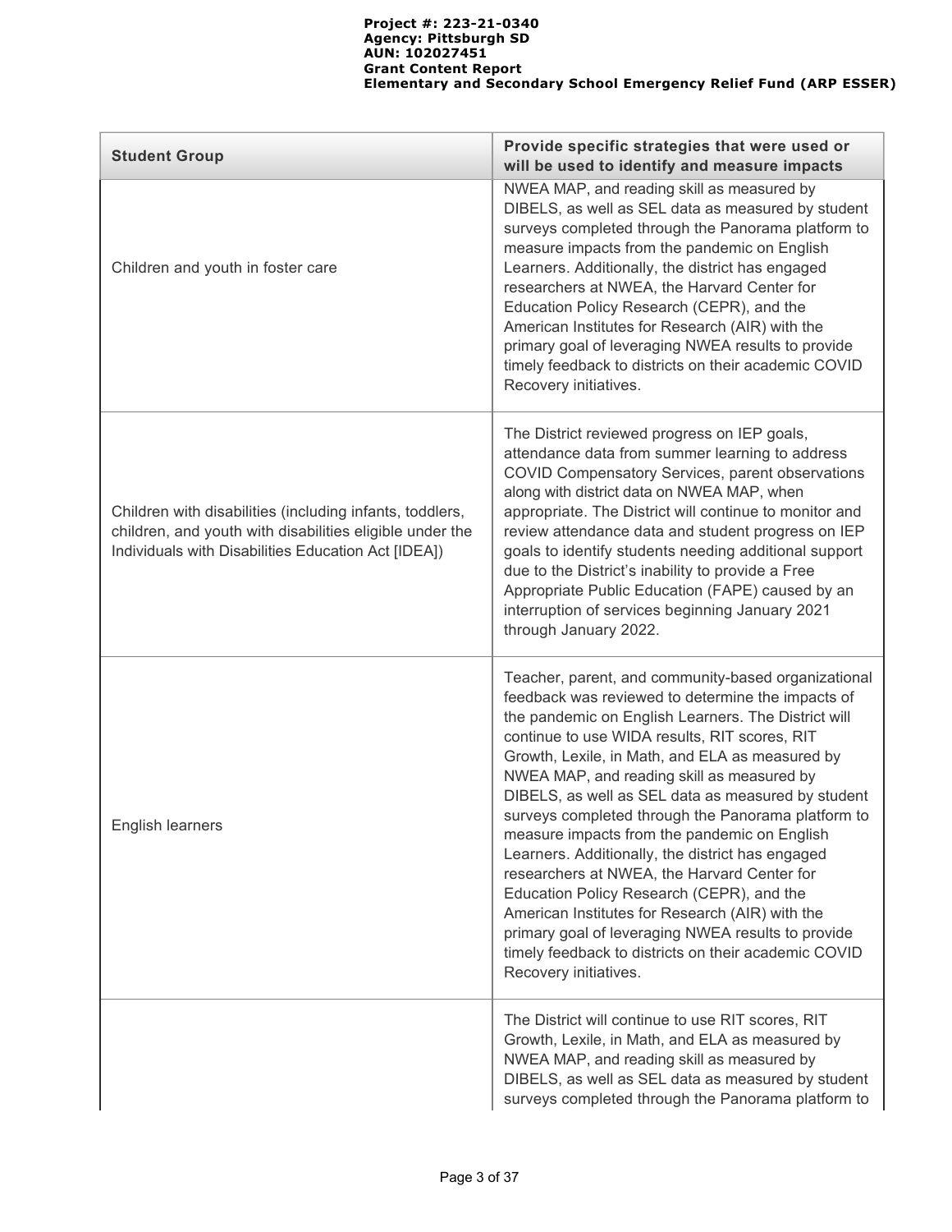| Student Group | Provide specific strategies that were used or will be used to identify and measure impacts |
| --- | --- |
| Children and youth in foster care | NWEA MAP, and reading skill as measured by DIBELS, as well as SEL data as measured by student surveys completed through the Panorama platform to measure impacts from the pandemic on English Learners. Additionally, the district has engaged researchers at NWEA, the Harvard Center for Education Policy Research (CEPR), and the American Institutes for Research (AIR) with the primary goal of leveraging NWEA results to provide timely feedback to districts on their academic COVID Recovery initiatives. |
| Children with disabilities (including infants, toddlers, children, and youth with disabilities eligible under the Individuals with Disabilities Education Act [IDEA]) | The District reviewed progress on IEP goals, attendance data from summer learning to address COVID Compensatory Services, parent observations along with district data on NWEA MAP, when appropriate. The District will continue to monitor and review attendance data and student progress on IEP goals to identify students needing additional support due to the District's inability to provide a Free Appropriate Public Education (FAPE) caused by an interruption of services beginning January 2021 through January 2022. |
| English learners | Teacher, parent, and community-based organizational feedback was reviewed to determine the impacts of the pandemic on English Learners. The District will continue to use WIDA results, RIT scores, RIT Growth, Lexile, in Math, and ELA as measured by NWEA MAP, and reading skill as measured by DIBELS, as well as SEL data as measured by student surveys completed through the Panorama platform to measure impacts from the pandemic on English Learners. Additionally, the district has engaged researchers at NWEA, the Harvard Center for Education Policy Research (CEPR), and the American Institutes for Research (AIR) with the primary goal of leveraging NWEA results to provide timely feedback to districts on their academic COVID Recovery initiatives. |
| | The District will continue to use RIT scores, RIT Growth, Lexile, in Math, and ELA as measured by NWEA MAP, and reading skill as measured by DIBELS, as well as SEL data as measured by student surveys completed through the Panorama platform to |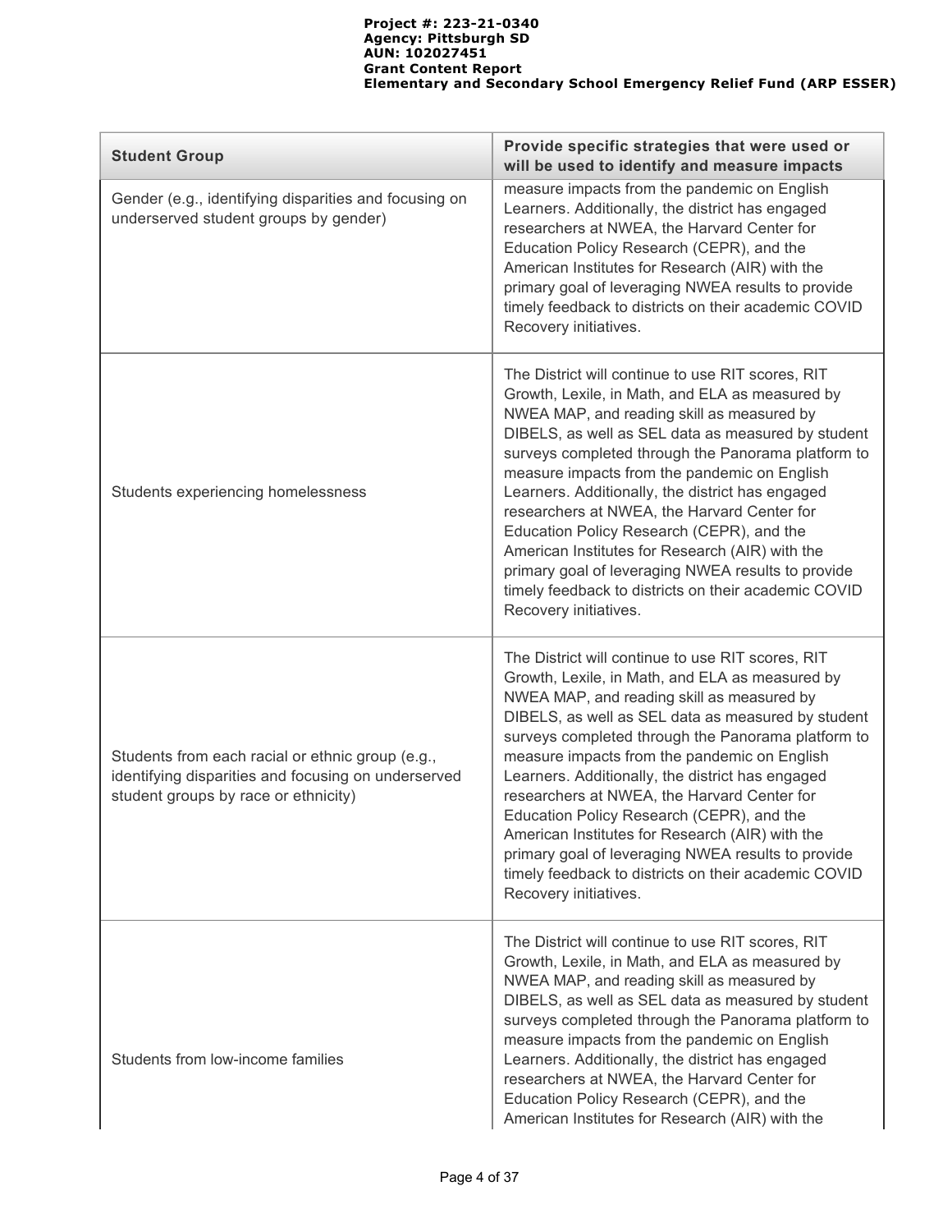| Student Group | Provide specific strategies that were used or will be used to identify and measure impacts |
|---|---|
| Gender (e.g., identifying disparities and focusing on underserved student groups by gender) | measure impacts from the pandemic on English Learners. Additionally, the district has engaged researchers at NWEA, the Harvard Center for Education Policy Research (CEPR), and the American Institutes for Research (AIR) with the primary goal of leveraging NWEA results to provide timely feedback to districts on their academic COVID Recovery initiatives. |
| Students experiencing homelessness | The District will continue to use RIT scores, RIT Growth, Lexile, in Math, and ELA as measured by NWEA MAP, and reading skill as measured by DIBELS, as well as SEL data as measured by student surveys completed through the Panorama platform to measure impacts from the pandemic on English Learners. Additionally, the district has engaged researchers at NWEA, the Harvard Center for Education Policy Research (CEPR), and the American Institutes for Research (AIR) with the primary goal of leveraging NWEA results to provide timely feedback to districts on their academic COVID Recovery initiatives. |
| Students from each racial or ethnic group (e.g., identifying disparities and focusing on underserved student groups by race or ethnicity) | The District will continue to use RIT scores, RIT Growth, Lexile, in Math, and ELA as measured by NWEA MAP, and reading skill as measured by DIBELS, as well as SEL data as measured by student surveys completed through the Panorama platform to measure impacts from the pandemic on English Learners. Additionally, the district has engaged researchers at NWEA, the Harvard Center for Education Policy Research (CEPR), and the American Institutes for Research (AIR) with the primary goal of leveraging NWEA results to provide timely feedback to districts on their academic COVID Recovery initiatives. |
| Students from low-income families | The District will continue to use RIT scores, RIT Growth, Lexile, in Math, and ELA as measured by NWEA MAP, and reading skill as measured by DIBELS, as well as SEL data as measured by student surveys completed through the Panorama platform to measure impacts from the pandemic on English Learners. Additionally, the district has engaged researchers at NWEA, the Harvard Center for Education Policy Research (CEPR), and the American Institutes for Research (AIR) with the |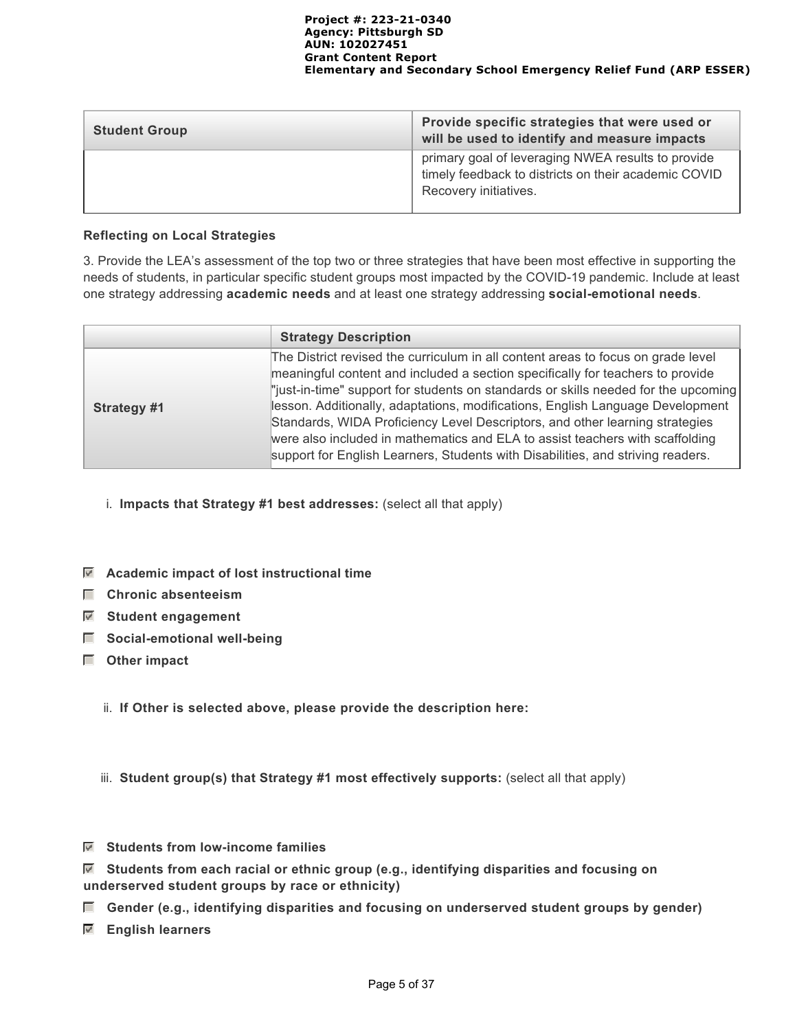| Student Group | Provide specific strategies that were used or will be used to identify and measure impacts |
|---|---|
| | primary goal of leveraging NWEA results to provide timely feedback to districts on their academic COVID Recovery initiatives. |

**Reflecting on Local Strategies**

3. Provide the LEA's assessment of the top two or three strategies that have been most effective in supporting the needs of students, in particular specific student groups most impacted by the COVID-19 pandemic. Include at least one strategy addressing **academic needs** and at least one strategy addressing **social-emotional needs**.

| | Strategy Description |
|---|---|
| **Strategy #1** | The District revised the curriculum in all content areas to focus on grade level meaningful content and included a section specifically for teachers to provide "just-in-time" support for students on standards or skills needed for the upcoming lesson. Additionally, adaptations, modifications, English Language Development Standards, WIDA Proficiency Level Descriptors, and other learning strategies were also included in mathematics and ELA to assist teachers with scaffolding support for English Learners, Students with Disabilities, and striving readers. |

i. **Impacts that Strategy #1 best addresses:** (select all that apply)

- [x] **Academic impact of lost instructional time**
- [ ] **Chronic absenteeism**
- [x] **Student engagement**
- [ ] **Social-emotional well-being**
- [ ] **Other impact**

ii. **If Other is selected above, please provide the description here:**

iii. **Student group(s) that Strategy #1 most effectively supports:** (select all that apply)

- [x] **Students from low-income families**
- [x] **Students from each racial or ethnic group (e.g., identifying disparities and focusing on underserved student groups by race or ethnicity)**
- [ ] **Gender (e.g., identifying disparities and focusing on underserved student groups by gender)**
- [x] **English learners**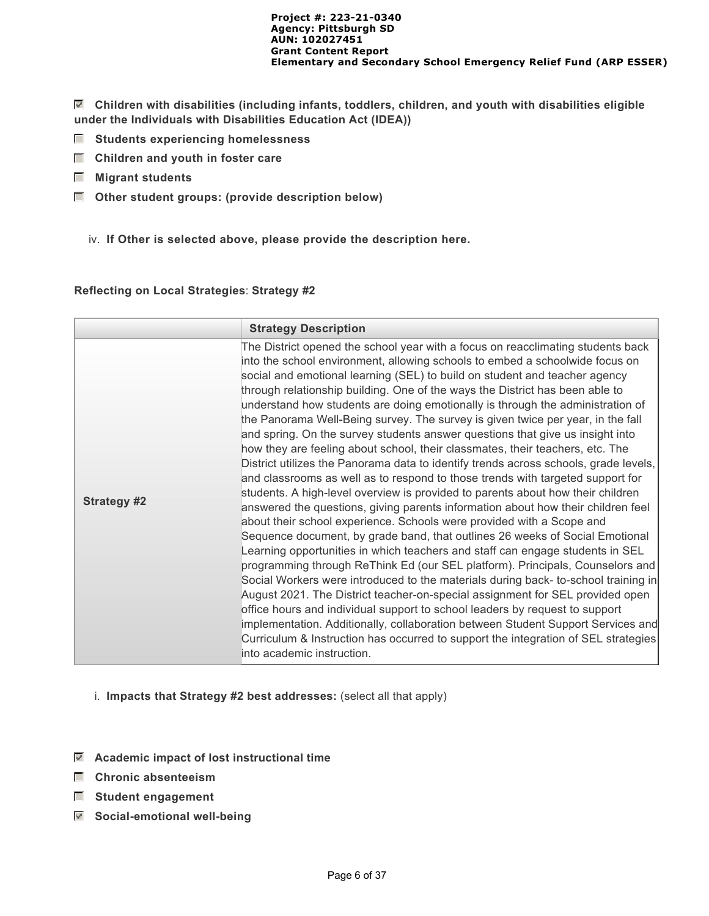- [x] **Children with disabilities (including infants, toddlers, children, and youth with disabilities eligible under the Individuals with Disabilities Education Act (IDEA))**
- [ ] **Students experiencing homelessness**
- [ ] **Children and youth in foster care**
- [ ] **Migrant students**
- [ ] **Other student groups: (provide description below)**

iv. **If Other is selected above, please provide the description here.**

**Reflecting on Local Strategies**: **Strategy #2**

| | **Strategy Description** |
|---|---|
| **Strategy #2** | The District opened the school year with a focus on reacclimating students back into the school environment, allowing schools to embed a schoolwide focus on social and emotional learning (SEL) to build on student and teacher agency through relationship building. One of the ways the District has been able to understand how students are doing emotionally is through the administration of the Panorama Well-Being survey. The survey is given twice per year, in the fall and spring. On the survey students answer questions that give us insight into how they are feeling about school, their classmates, their teachers, etc. The District utilizes the Panorama data to identify trends across schools, grade levels, and classrooms as well as to respond to those trends with targeted support for students. A high-level overview is provided to parents about how their children answered the questions, giving parents information about how their children feel about their school experience. Schools were provided with a Scope and Sequence document, by grade band, that outlines 26 weeks of Social Emotional Learning opportunities in which teachers and staff can engage students in SEL programming through ReThink Ed (our SEL platform). Principals, Counselors and Social Workers were introduced to the materials during back- to-school training in August 2021. The District teacher-on-special assignment for SEL provided open office hours and individual support to school leaders by request to support implementation. Additionally, collaboration between Student Support Services and Curriculum & Instruction has occurred to support the integration of SEL strategies into academic instruction. |

i. **Impacts that Strategy #2 best addresses:** (select all that apply)

- [x] **Academic impact of lost instructional time**
- [ ] **Chronic absenteeism**
- [ ] **Student engagement**
- [x] **Social-emotional well-being**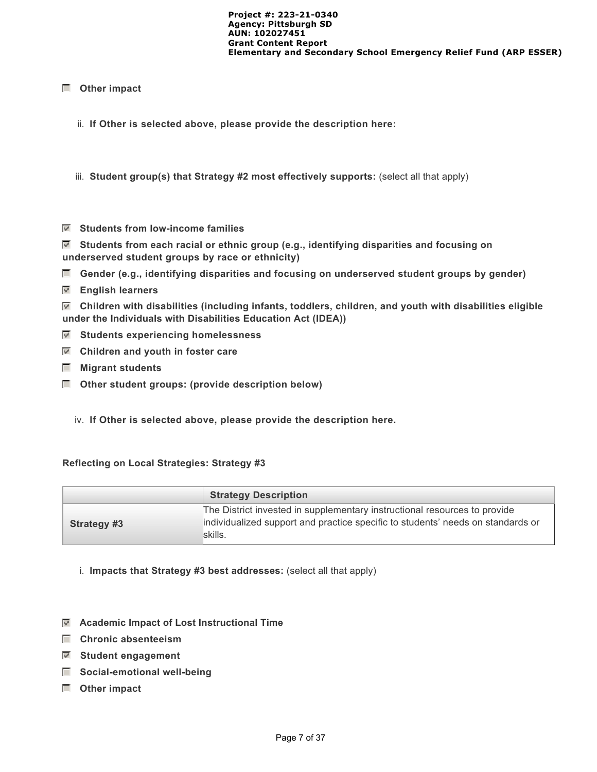- [ ] **Other impact**

ii. **If Other is selected above, please provide the description here:**

iii. **Student group(s) that Strategy #2 most effectively supports:** (select all that apply)

- [x] **Students from low-income families**
- [x] **Students from each racial or ethnic group (e.g., identifying disparities and focusing on underserved student groups by race or ethnicity)**
- [ ] **Gender (e.g., identifying disparities and focusing on underserved student groups by gender)**
- [x] **English learners**
- [x] **Children with disabilities (including infants, toddlers, children, and youth with disabilities eligible under the Individuals with Disabilities Education Act (IDEA))**
- [x] **Students experiencing homelessness**
- [x] **Children and youth in foster care**
- [ ] **Migrant students**
- [ ] **Other student groups: (provide description below)**

iv. **If Other is selected above, please provide the description here.**

**Reflecting on Local Strategies: Strategy #3**

| | **Strategy Description** |
|---|---|
| **Strategy #3** | The District invested in supplementary instructional resources to provide individualized support and practice specific to students' needs on standards or skills. |

i. **Impacts that Strategy #3 best addresses:** (select all that apply)

- [x] **Academic Impact of Lost Instructional Time**
- [ ] **Chronic absenteeism**
- [x] **Student engagement**
- [ ] **Social-emotional well-being**
- [ ] **Other impact**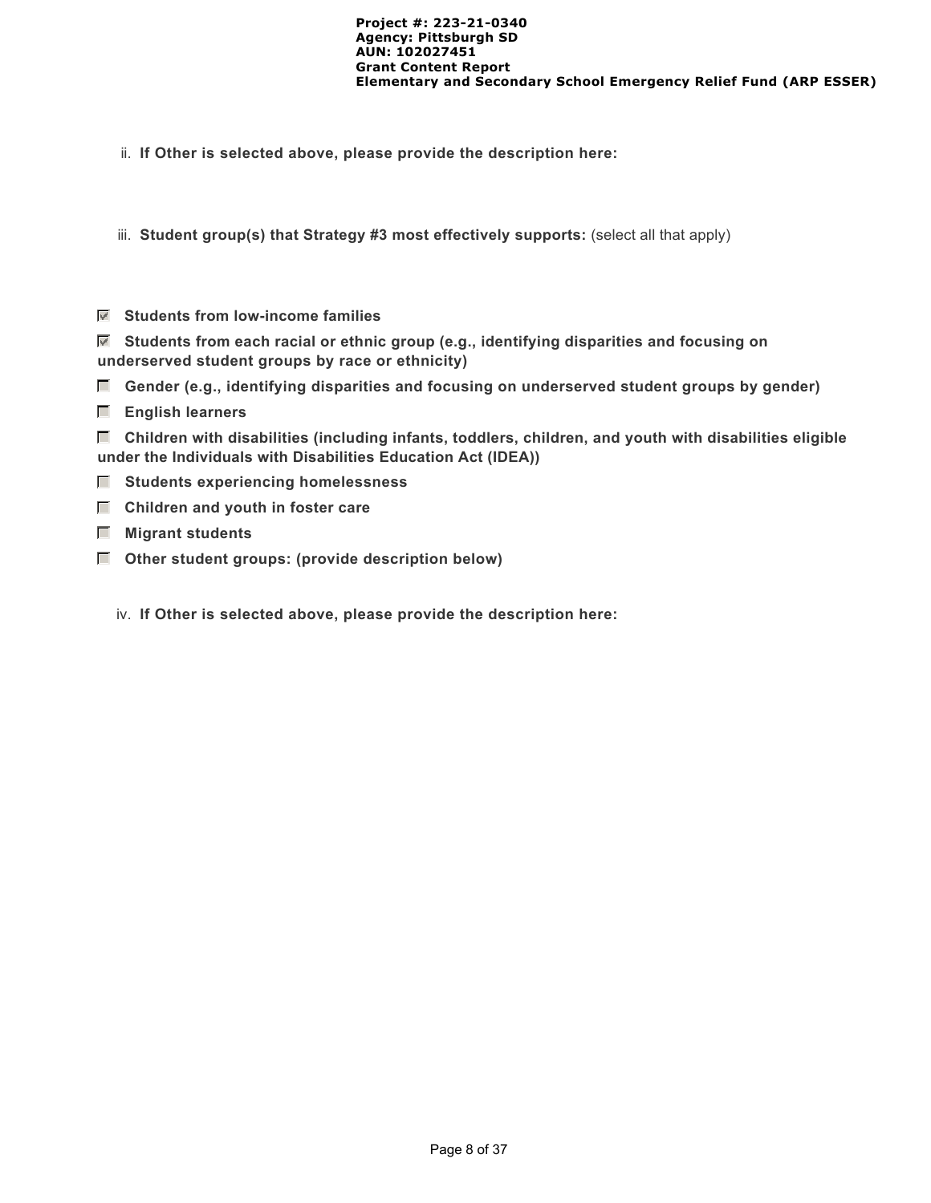ii. **If Other is selected above, please provide the description here:**

iii. **Student group(s) that Strategy #3 most effectively supports:** (select all that apply)

- [x] **Students from low-income families**
- [x] **Students from each racial or ethnic group (e.g., identifying disparities and focusing on underserved student groups by race or ethnicity)**
- [ ] **Gender (e.g., identifying disparities and focusing on underserved student groups by gender)**
- [ ] **English learners**
- [ ] **Children with disabilities (including infants, toddlers, children, and youth with disabilities eligible under the Individuals with Disabilities Education Act (IDEA))**
- [ ] **Students experiencing homelessness**
- [ ] **Children and youth in foster care**
- [ ] **Migrant students**
- [ ] **Other student groups: (provide description below)**

iv. **If Other is selected above, please provide the description here:**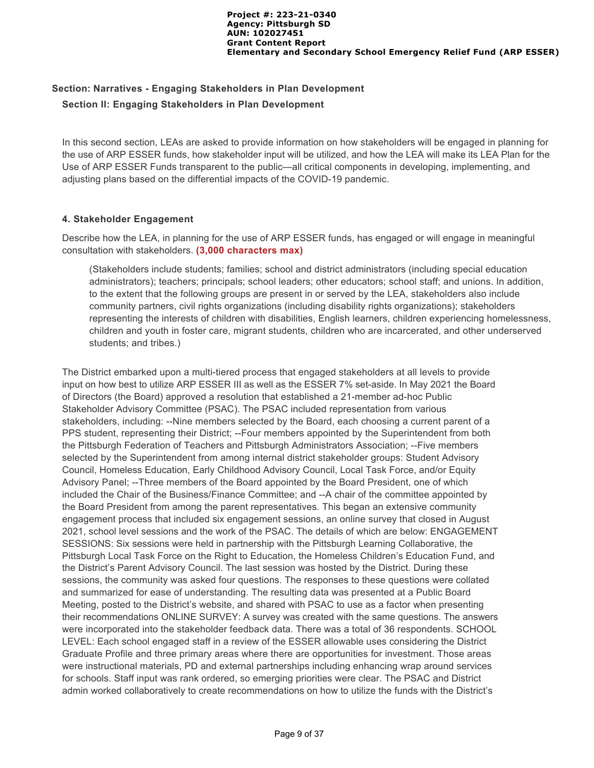## Section: Narratives - Engaging Stakeholders in Plan Development

### Section II: Engaging Stakeholders in Plan Development

In this second section, LEAs are asked to provide information on how stakeholders will be engaged in planning for the use of ARP ESSER funds, how stakeholder input will be utilized, and how the LEA will make its LEA Plan for the Use of ARP ESSER Funds transparent to the public—all critical components in developing, implementing, and adjusting plans based on the differential impacts of the COVID-19 pandemic.

#### 4. Stakeholder Engagement

Describe how the LEA, in planning for the use of ARP ESSER funds, has engaged or will engage in meaningful consultation with stakeholders. **(3,000 characters max)**

> (Stakeholders include students; families; school and district administrators (including special education administrators); teachers; principals; school leaders; other educators; school staff; and unions. In addition, to the extent that the following groups are present in or served by the LEA, stakeholders also include community partners, civil rights organizations (including disability rights organizations); stakeholders representing the interests of children with disabilities, English learners, children experiencing homelessness, children and youth in foster care, migrant students, children who are incarcerated, and other underserved students; and tribes.)

The District embarked upon a multi-tiered process that engaged stakeholders at all levels to provide input on how best to utilize ARP ESSER III as well as the ESSER 7% set-aside. In May 2021 the Board of Directors (the Board) approved a resolution that established a 21-member ad-hoc Public Stakeholder Advisory Committee (PSAC). The PSAC included representation from various stakeholders, including: --Nine members selected by the Board, each choosing a current parent of a PPS student, representing their District; --Four members appointed by the Superintendent from both the Pittsburgh Federation of Teachers and Pittsburgh Administrators Association; --Five members selected by the Superintendent from among internal district stakeholder groups: Student Advisory Council, Homeless Education, Early Childhood Advisory Council, Local Task Force, and/or Equity Advisory Panel; --Three members of the Board appointed by the Board President, one of which included the Chair of the Business/Finance Committee; and --A chair of the committee appointed by the Board President from among the parent representatives. This began an extensive community engagement process that included six engagement sessions, an online survey that closed in August 2021, school level sessions and the work of the PSAC. The details of which are below: ENGAGEMENT SESSIONS: Six sessions were held in partnership with the Pittsburgh Learning Collaborative, the Pittsburgh Local Task Force on the Right to Education, the Homeless Children's Education Fund, and the District's Parent Advisory Council. The last session was hosted by the District. During these sessions, the community was asked four questions. The responses to these questions were collated and summarized for ease of understanding. The resulting data was presented at a Public Board Meeting, posted to the District's website, and shared with PSAC to use as a factor when presenting their recommendations ONLINE SURVEY: A survey was created with the same questions. The answers were incorporated into the stakeholder feedback data. There was a total of 36 respondents. SCHOOL LEVEL: Each school engaged staff in a review of the ESSER allowable uses considering the District Graduate Profile and three primary areas where there are opportunities for investment. Those areas were instructional materials, PD and external partnerships including enhancing wrap around services for schools. Staff input was rank ordered, so emerging priorities were clear. The PSAC and District admin worked collaboratively to create recommendations on how to utilize the funds with the District's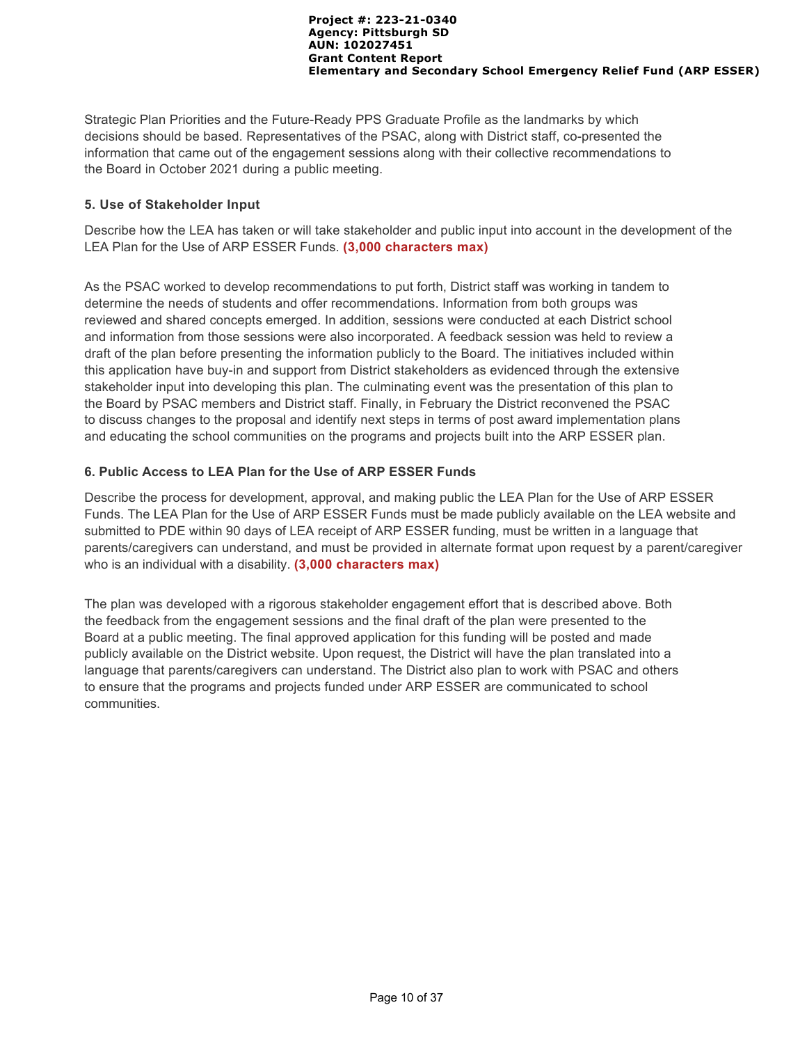Strategic Plan Priorities and the Future-Ready PPS Graduate Profile as the landmarks by which decisions should be based. Representatives of the PSAC, along with District staff, co-presented the information that came out of the engagement sessions along with their collective recommendations to the Board in October 2021 during a public meeting.

### 5. Use of Stakeholder Input

Describe how the LEA has taken or will take stakeholder and public input into account in the development of the LEA Plan for the Use of ARP ESSER Funds. **(3,000 characters max)**

As the PSAC worked to develop recommendations to put forth, District staff was working in tandem to determine the needs of students and offer recommendations. Information from both groups was reviewed and shared concepts emerged. In addition, sessions were conducted at each District school and information from those sessions were also incorporated. A feedback session was held to review a draft of the plan before presenting the information publicly to the Board. The initiatives included within this application have buy-in and support from District stakeholders as evidenced through the extensive stakeholder input into developing this plan. The culminating event was the presentation of this plan to the Board by PSAC members and District staff. Finally, in February the District reconvened the PSAC to discuss changes to the proposal and identify next steps in terms of post award implementation plans and educating the school communities on the programs and projects built into the ARP ESSER plan.

### 6. Public Access to LEA Plan for the Use of ARP ESSER Funds

Describe the process for development, approval, and making public the LEA Plan for the Use of ARP ESSER Funds. The LEA Plan for the Use of ARP ESSER Funds must be made publicly available on the LEA website and submitted to PDE within 90 days of LEA receipt of ARP ESSER funding, must be written in a language that parents/caregivers can understand, and must be provided in alternate format upon request by a parent/caregiver who is an individual with a disability. **(3,000 characters max)**

The plan was developed with a rigorous stakeholder engagement effort that is described above. Both the feedback from the engagement sessions and the final draft of the plan were presented to the Board at a public meeting. The final approved application for this funding will be posted and made publicly available on the District website. Upon request, the District will have the plan translated into a language that parents/caregivers can understand. The District also plan to work with PSAC and others to ensure that the programs and projects funded under ARP ESSER are communicated to school communities.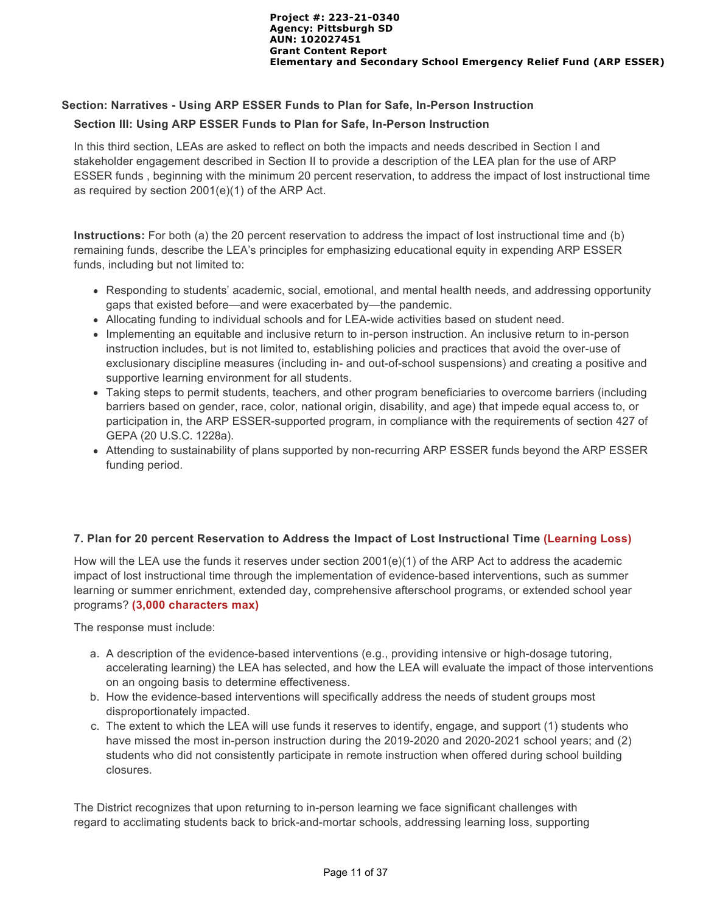## Section: Narratives - Using ARP ESSER Funds to Plan for Safe, In-Person Instruction

### Section III: Using ARP ESSER Funds to Plan for Safe, In-Person Instruction

In this third section, LEAs are asked to reflect on both the impacts and needs described in Section I and stakeholder engagement described in Section II to provide a description of the LEA plan for the use of ARP ESSER funds , beginning with the minimum 20 percent reservation, to address the impact of lost instructional time as required by section 2001(e)(1) of the ARP Act.

**Instructions:** For both (a) the 20 percent reservation to address the impact of lost instructional time and (b) remaining funds, describe the LEA's principles for emphasizing educational equity in expending ARP ESSER funds, including but not limited to:

- Responding to students' academic, social, emotional, and mental health needs, and addressing opportunity gaps that existed before—and were exacerbated by—the pandemic.
- Allocating funding to individual schools and for LEA-wide activities based on student need.
- Implementing an equitable and inclusive return to in-person instruction. An inclusive return to in-person instruction includes, but is not limited to, establishing policies and practices that avoid the over-use of exclusionary discipline measures (including in- and out-of-school suspensions) and creating a positive and supportive learning environment for all students.
- Taking steps to permit students, teachers, and other program beneficiaries to overcome barriers (including barriers based on gender, race, color, national origin, disability, and age) that impede equal access to, or participation in, the ARP ESSER-supported program, in compliance with the requirements of section 427 of GEPA (20 U.S.C. 1228a).
- Attending to sustainability of plans supported by non-recurring ARP ESSER funds beyond the ARP ESSER funding period.

### 7. Plan for 20 percent Reservation to Address the Impact of Lost Instructional Time (Learning Loss)

How will the LEA use the funds it reserves under section 2001(e)(1) of the ARP Act to address the academic impact of lost instructional time through the implementation of evidence-based interventions, such as summer learning or summer enrichment, extended day, comprehensive afterschool programs, or extended school year programs? **(3,000 characters max)**

The response must include:

a. A description of the evidence-based interventions (e.g., providing intensive or high-dosage tutoring, accelerating learning) the LEA has selected, and how the LEA will evaluate the impact of those interventions on an ongoing basis to determine effectiveness.
b. How the evidence-based interventions will specifically address the needs of student groups most disproportionately impacted.
c. The extent to which the LEA will use funds it reserves to identify, engage, and support (1) students who have missed the most in-person instruction during the 2019-2020 and 2020-2021 school years; and (2) students who did not consistently participate in remote instruction when offered during school building closures.

The District recognizes that upon returning to in-person learning we face significant challenges with regard to acclimating students back to brick-and-mortar schools, addressing learning loss, supporting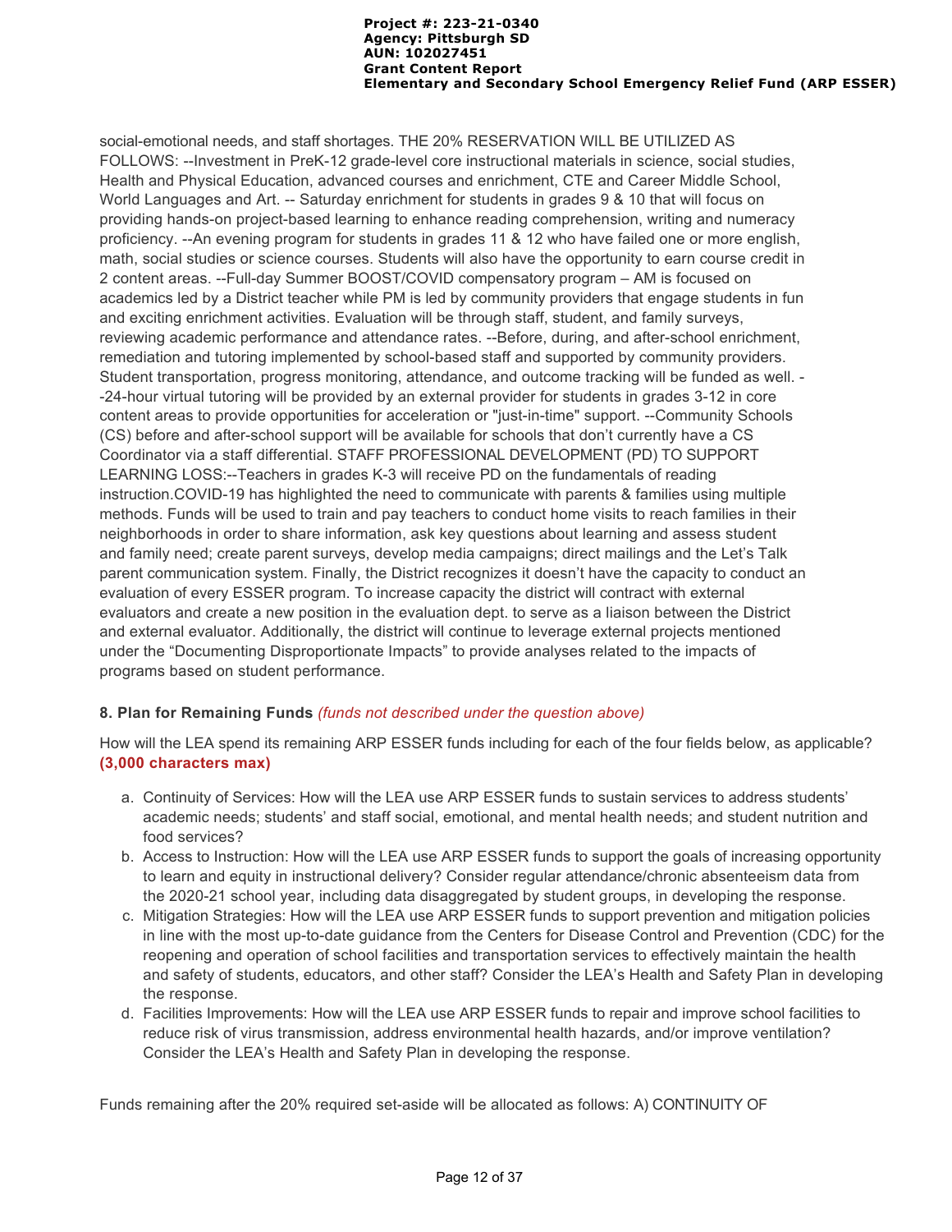social-emotional needs, and staff shortages. THE 20% RESERVATION WILL BE UTILIZED AS FOLLOWS: --Investment in PreK-12 grade-level core instructional materials in science, social studies, Health and Physical Education, advanced courses and enrichment, CTE and Career Middle School, World Languages and Art. -- Saturday enrichment for students in grades 9 & 10 that will focus on providing hands-on project-based learning to enhance reading comprehension, writing and numeracy proficiency. --An evening program for students in grades 11 & 12 who have failed one or more english, math, social studies or science courses. Students will also have the opportunity to earn course credit in 2 content areas. --Full-day Summer BOOST/COVID compensatory program – AM is focused on academics led by a District teacher while PM is led by community providers that engage students in fun and exciting enrichment activities. Evaluation will be through staff, student, and family surveys, reviewing academic performance and attendance rates. --Before, during, and after-school enrichment, remediation and tutoring implemented by school-based staff and supported by community providers. Student transportation, progress monitoring, attendance, and outcome tracking will be funded as well. --24-hour virtual tutoring will be provided by an external provider for students in grades 3-12 in core content areas to provide opportunities for acceleration or "just-in-time" support. --Community Schools (CS) before and after-school support will be available for schools that don't currently have a CS Coordinator via a staff differential. STAFF PROFESSIONAL DEVELOPMENT (PD) TO SUPPORT LEARNING LOSS:--Teachers in grades K-3 will receive PD on the fundamentals of reading instruction.COVID-19 has highlighted the need to communicate with parents & families using multiple methods. Funds will be used to train and pay teachers to conduct home visits to reach families in their neighborhoods in order to share information, ask key questions about learning and assess student and family need; create parent surveys, develop media campaigns; direct mailings and the Let's Talk parent communication system. Finally, the District recognizes it doesn't have the capacity to conduct an evaluation of every ESSER program. To increase capacity the district will contract with external evaluators and create a new position in the evaluation dept. to serve as a liaison between the District and external evaluator. Additionally, the district will continue to leverage external projects mentioned under the "Documenting Disproportionate Impacts" to provide analyses related to the impacts of programs based on student performance.

### 8. Plan for Remaining Funds *(funds not described under the question above)*

How will the LEA spend its remaining ARP ESSER funds including for each of the four fields below, as applicable? **(3,000 characters max)**

a. Continuity of Services: How will the LEA use ARP ESSER funds to sustain services to address students' academic needs; students' and staff social, emotional, and mental health needs; and student nutrition and food services?
b. Access to Instruction: How will the LEA use ARP ESSER funds to support the goals of increasing opportunity to learn and equity in instructional delivery? Consider regular attendance/chronic absenteeism data from the 2020-21 school year, including data disaggregated by student groups, in developing the response.
c. Mitigation Strategies: How will the LEA use ARP ESSER funds to support prevention and mitigation policies in line with the most up-to-date guidance from the Centers for Disease Control and Prevention (CDC) for the reopening and operation of school facilities and transportation services to effectively maintain the health and safety of students, educators, and other staff? Consider the LEA's Health and Safety Plan in developing the response.
d. Facilities Improvements: How will the LEA use ARP ESSER funds to repair and improve school facilities to reduce risk of virus transmission, address environmental health hazards, and/or improve ventilation? Consider the LEA's Health and Safety Plan in developing the response.

Funds remaining after the 20% required set-aside will be allocated as follows: A) CONTINUITY OF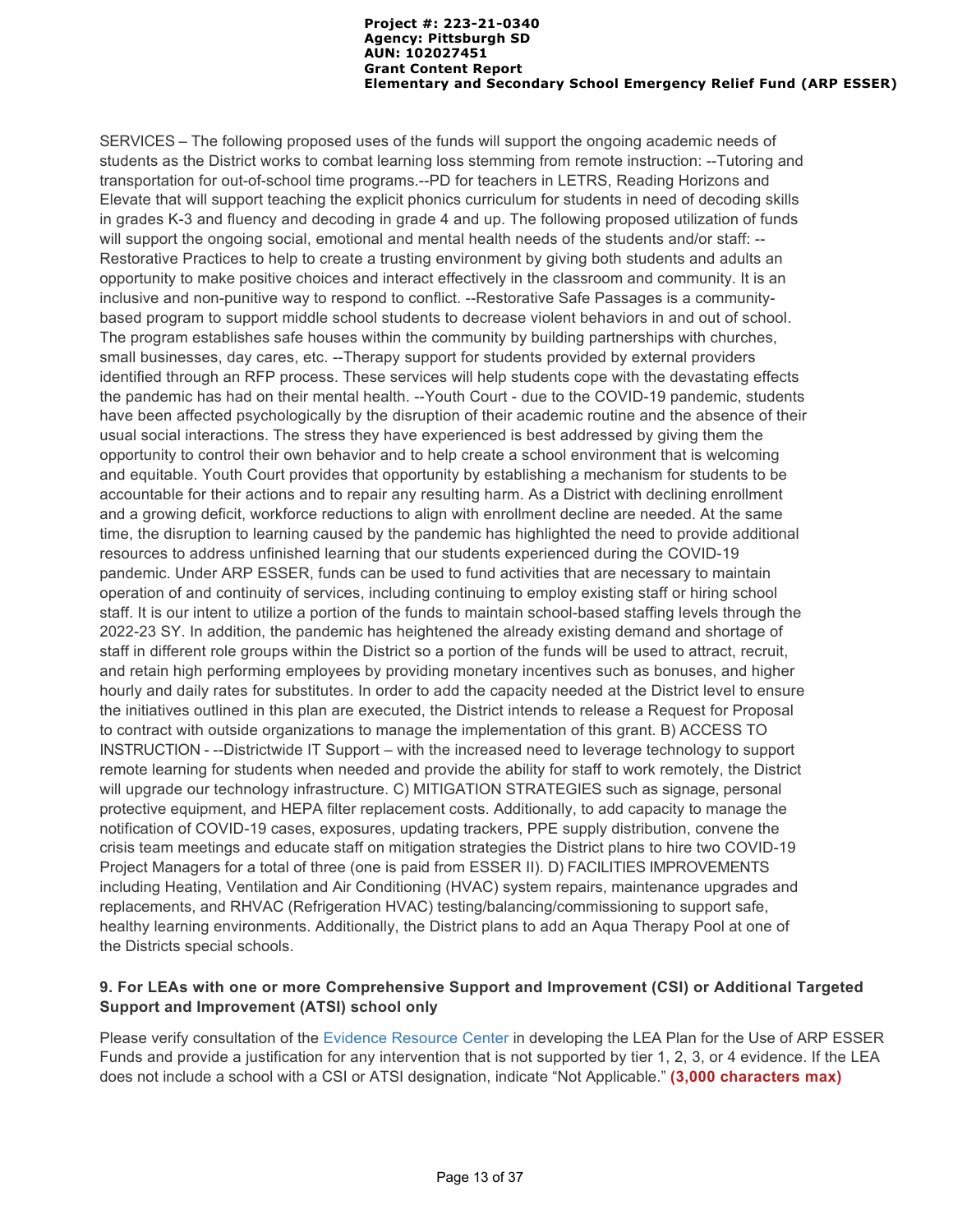SERVICES – The following proposed uses of the funds will support the ongoing academic needs of students as the District works to combat learning loss stemming from remote instruction: --Tutoring and transportation for out-of-school time programs.--PD for teachers in LETRS, Reading Horizons and Elevate that will support teaching the explicit phonics curriculum for students in need of decoding skills in grades K-3 and fluency and decoding in grade 4 and up. The following proposed utilization of funds will support the ongoing social, emotional and mental health needs of the students and/or staff: --Restorative Practices to help to create a trusting environment by giving both students and adults an opportunity to make positive choices and interact effectively in the classroom and community. It is an inclusive and non-punitive way to respond to conflict. --Restorative Safe Passages is a community-based program to support middle school students to decrease violent behaviors in and out of school. The program establishes safe houses within the community by building partnerships with churches, small businesses, day cares, etc. --Therapy support for students provided by external providers identified through an RFP process. These services will help students cope with the devastating effects the pandemic has had on their mental health. --Youth Court - due to the COVID-19 pandemic, students have been affected psychologically by the disruption of their academic routine and the absence of their usual social interactions. The stress they have experienced is best addressed by giving them the opportunity to control their own behavior and to help create a school environment that is welcoming and equitable. Youth Court provides that opportunity by establishing a mechanism for students to be accountable for their actions and to repair any resulting harm. As a District with declining enrollment and a growing deficit, workforce reductions to align with enrollment decline are needed. At the same time, the disruption to learning caused by the pandemic has highlighted the need to provide additional resources to address unfinished learning that our students experienced during the COVID-19 pandemic. Under ARP ESSER, funds can be used to fund activities that are necessary to maintain operation of and continuity of services, including continuing to employ existing staff or hiring school staff. It is our intent to utilize a portion of the funds to maintain school-based staffing levels through the 2022-23 SY. In addition, the pandemic has heightened the already existing demand and shortage of staff in different role groups within the District so a portion of the funds will be used to attract, recruit, and retain high performing employees by providing monetary incentives such as bonuses, and higher hourly and daily rates for substitutes. In order to add the capacity needed at the District level to ensure the initiatives outlined in this plan are executed, the District intends to release a Request for Proposal to contract with outside organizations to manage the implementation of this grant. B) ACCESS TO INSTRUCTION - --Districtwide IT Support – with the increased need to leverage technology to support remote learning for students when needed and provide the ability for staff to work remotely, the District will upgrade our technology infrastructure. C) MITIGATION STRATEGIES such as signage, personal protective equipment, and HEPA filter replacement costs. Additionally, to add capacity to manage the notification of COVID-19 cases, exposures, updating trackers, PPE supply distribution, convene the crisis team meetings and educate staff on mitigation strategies the District plans to hire two COVID-19 Project Managers for a total of three (one is paid from ESSER II). D) FACILITIES IMPROVEMENTS including Heating, Ventilation and Air Conditioning (HVAC) system repairs, maintenance upgrades and replacements, and RHVAC (Refrigeration HVAC) testing/balancing/commissioning to support safe, healthy learning environments. Additionally, the District plans to add an Aqua Therapy Pool at one of the Districts special schools.

### 9. For LEAs with one or more Comprehensive Support and Improvement (CSI) or Additional Targeted Support and Improvement (ATSI) school only

Please verify consultation of the Evidence Resource Center in developing the LEA Plan for the Use of ARP ESSER Funds and provide a justification for any intervention that is not supported by tier 1, 2, 3, or 4 evidence. If the LEA does not include a school with a CSI or ATSI designation, indicate “Not Applicable.” **(3,000 characters max)**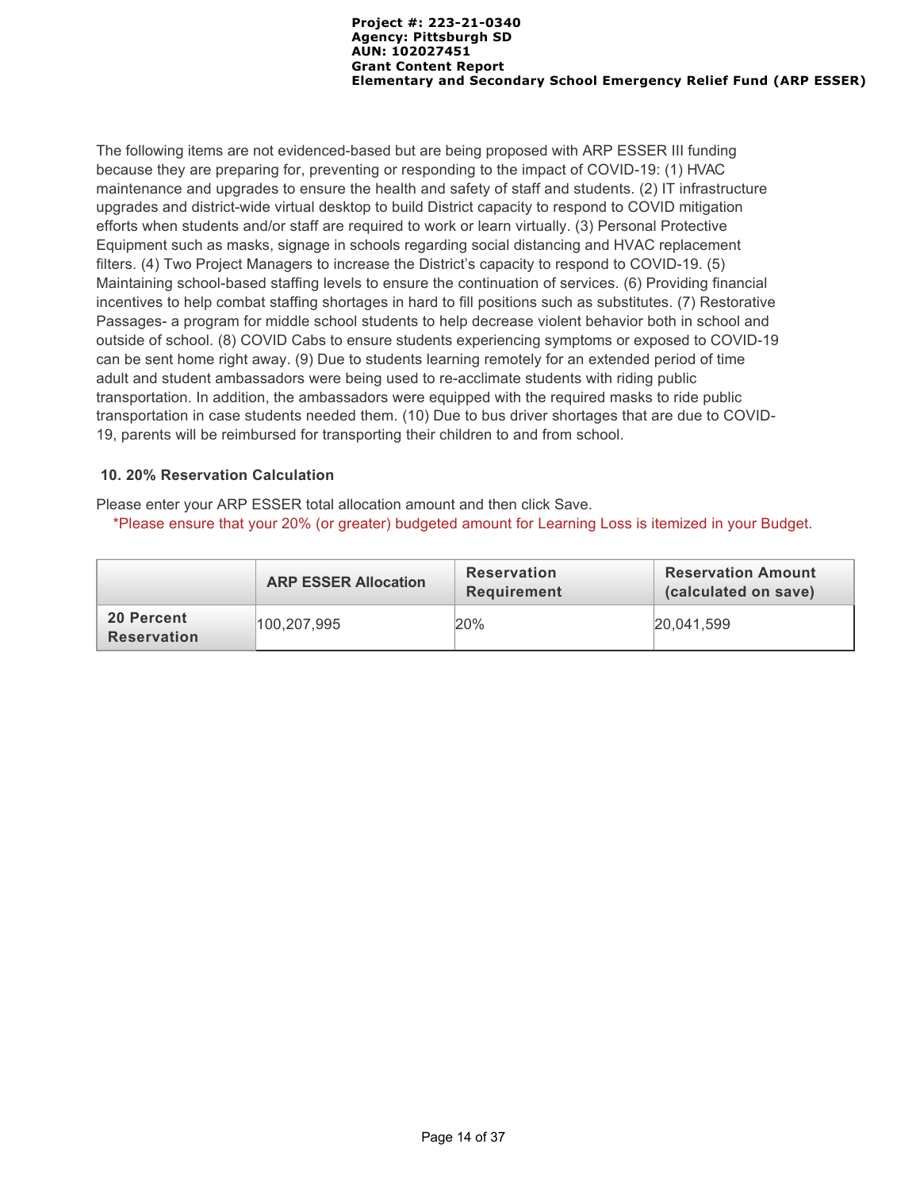The following items are not evidenced-based but are being proposed with ARP ESSER III funding because they are preparing for, preventing or responding to the impact of COVID-19: (1) HVAC maintenance and upgrades to ensure the health and safety of staff and students. (2) IT infrastructure upgrades and district-wide virtual desktop to build District capacity to respond to COVID mitigation efforts when students and/or staff are required to work or learn virtually. (3) Personal Protective Equipment such as masks, signage in schools regarding social distancing and HVAC replacement filters. (4) Two Project Managers to increase the District's capacity to respond to COVID-19. (5) Maintaining school-based staffing levels to ensure the continuation of services. (6) Providing financial incentives to help combat staffing shortages in hard to fill positions such as substitutes. (7) Restorative Passages- a program for middle school students to help decrease violent behavior both in school and outside of school. (8) COVID Cabs to ensure students experiencing symptoms or exposed to COVID-19 can be sent home right away. (9) Due to students learning remotely for an extended period of time adult and student ambassadors were being used to re-acclimate students with riding public transportation. In addition, the ambassadors were equipped with the required masks to ride public transportation in case students needed them. (10) Due to bus driver shortages that are due to COVID-19, parents will be reimbursed for transporting their children to and from school.

### 10. 20% Reservation Calculation

Please enter your ARP ESSER total allocation amount and then click Save.

*Please ensure that your 20% (or greater) budgeted amount for Learning Loss is itemized in your Budget.

| | ARP ESSER Allocation | Reservation Requirement | Reservation Amount (calculated on save) |
|---|---|---|---|
| **20 Percent Reservation** | 100,207,995 | 20% | 20,041,599 |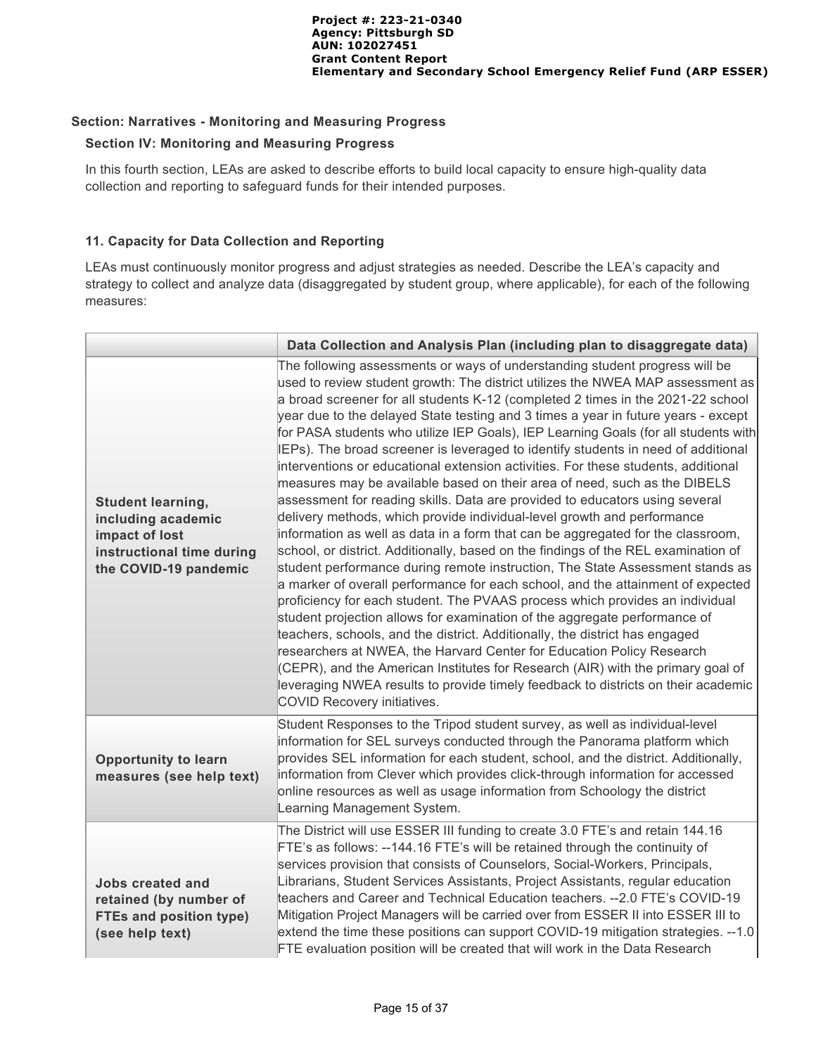## Section: Narratives - Monitoring and Measuring Progress

### Section IV: Monitoring and Measuring Progress

In this fourth section, LEAs are asked to describe efforts to build local capacity to ensure high-quality data collection and reporting to safeguard funds for their intended purposes.

### 11. Capacity for Data Collection and Reporting

LEAs must continuously monitor progress and adjust strategies as needed. Describe the LEA's capacity and strategy to collect and analyze data (disaggregated by student group, where applicable), for each of the following measures:

| | Data Collection and Analysis Plan (including plan to disaggregate data) |
|---|---|
| **Student learning, including academic impact of lost instructional time during the COVID-19 pandemic** | The following assessments or ways of understanding student progress will be used to review student growth: The district utilizes the NWEA MAP assessment as a broad screener for all students K-12 (completed 2 times in the 2021-22 school year due to the delayed State testing and 3 times a year in future years - except for PASA students who utilize IEP Goals), IEP Learning Goals (for all students with IEPs). The broad screener is leveraged to identify students in need of additional interventions or educational extension activities. For these students, additional measures may be available based on their area of need, such as the DIBELS assessment for reading skills. Data are provided to educators using several delivery methods, which provide individual-level growth and performance information as well as data in a form that can be aggregated for the classroom, school, or district. Additionally, based on the findings of the REL examination of student performance during remote instruction, The State Assessment stands as a marker of overall performance for each school, and the attainment of expected proficiency for each student. The PVAAS process which provides an individual student projection allows for examination of the aggregate performance of teachers, schools, and the district. Additionally, the district has engaged researchers at NWEA, the Harvard Center for Education Policy Research (CEPR), and the American Institutes for Research (AIR) with the primary goal of leveraging NWEA results to provide timely feedback to districts on their academic COVID Recovery initiatives. |
| **Opportunity to learn measures (see help text)** | Student Responses to the Tripod student survey, as well as individual-level information for SEL surveys conducted through the Panorama platform which provides SEL information for each student, school, and the district. Additionally, information from Clever which provides click-through information for accessed online resources as well as usage information from Schoology the district Learning Management System. |
| **Jobs created and retained (by number of FTEs and position type) (see help text)** | The District will use ESSER III funding to create 3.0 FTE's and retain 144.16 FTE's as follows: --144.16 FTE's will be retained through the continuity of services provision that consists of Counselors, Social-Workers, Principals, Librarians, Student Services Assistants, Project Assistants, regular education teachers and Career and Technical Education teachers. --2.0 FTE's COVID-19 Mitigation Project Managers will be carried over from ESSER II into ESSER III to extend the time these positions can support COVID-19 mitigation strategies. --1.0 FTE evaluation position will be created that will work in the Data Research |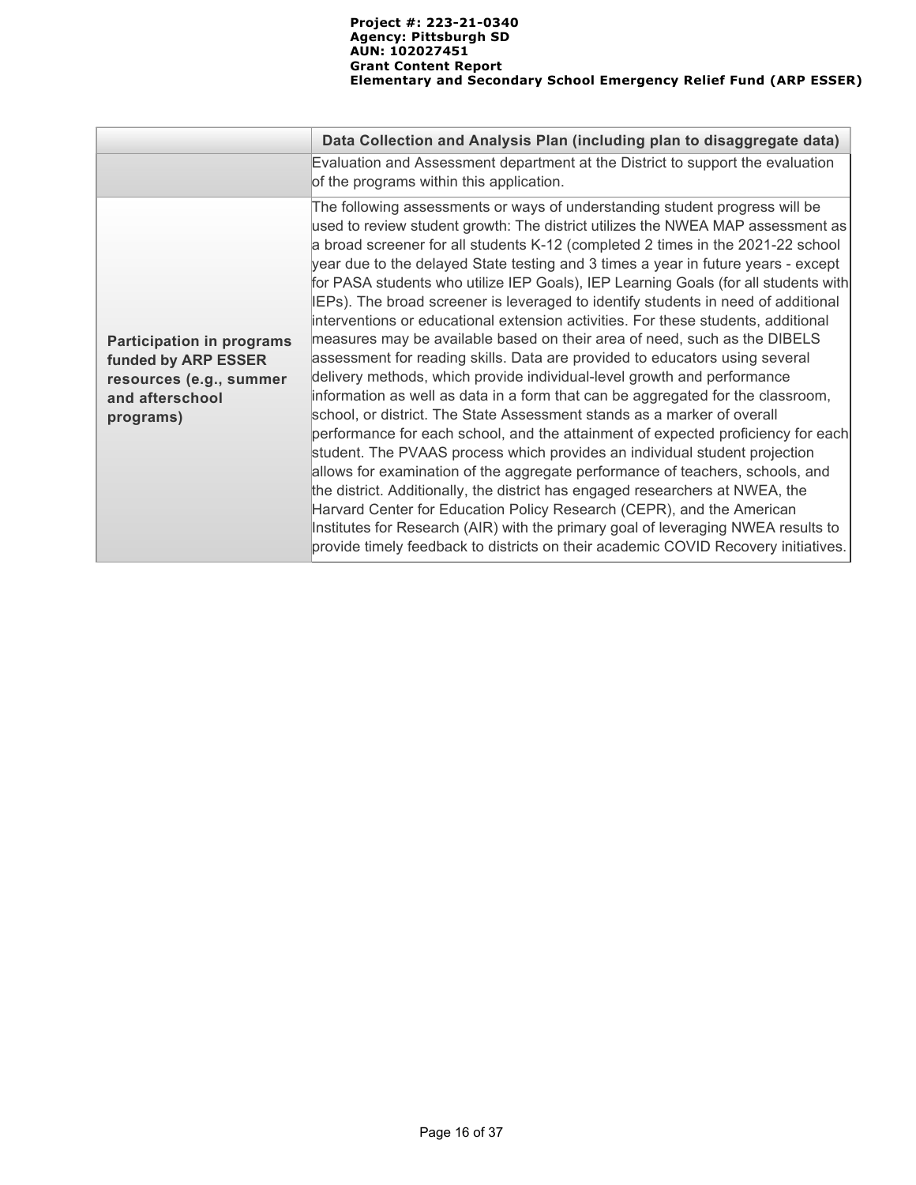| | Data Collection and Analysis Plan (including plan to disaggregate data) |
|---|---|
| | Evaluation and Assessment department at the District to support the evaluation of the programs within this application. |
| **Participation in programs funded by ARP ESSER resources (e.g., summer and afterschool programs)** | The following assessments or ways of understanding student progress will be used to review student growth: The district utilizes the NWEA MAP assessment as a broad screener for all students K-12 (completed 2 times in the 2021-22 school year due to the delayed State testing and 3 times a year in future years - except for PASA students who utilize IEP Goals), IEP Learning Goals (for all students with IEPs). The broad screener is leveraged to identify students in need of additional interventions or educational extension activities. For these students, additional measures may be available based on their area of need, such as the DIBELS assessment for reading skills. Data are provided to educators using several delivery methods, which provide individual-level growth and performance information as well as data in a form that can be aggregated for the classroom, school, or district. The State Assessment stands as a marker of overall performance for each school, and the attainment of expected proficiency for each student. The PVAAS process which provides an individual student projection allows for examination of the aggregate performance of teachers, schools, and the district. Additionally, the district has engaged researchers at NWEA, the Harvard Center for Education Policy Research (CEPR), and the American Institutes for Research (AIR) with the primary goal of leveraging NWEA results to provide timely feedback to districts on their academic COVID Recovery initiatives. |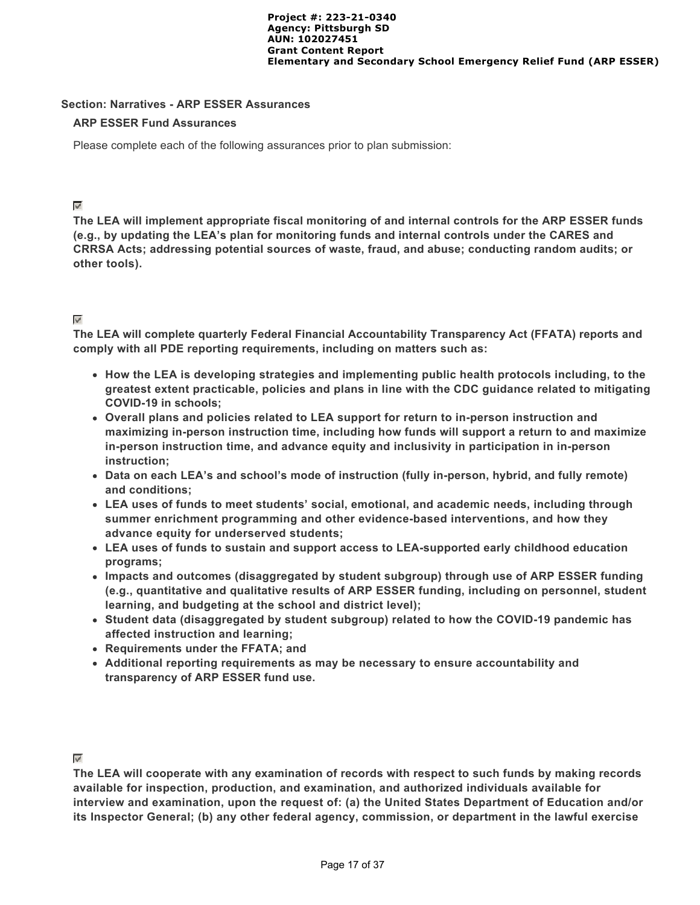## Section: Narratives - ARP ESSER Assurances

### ARP ESSER Fund Assurances

Please complete each of the following assurances prior to plan submission:

☑

**The LEA will implement appropriate fiscal monitoring of and internal controls for the ARP ESSER funds (e.g., by updating the LEA's plan for monitoring funds and internal controls under the CARES and CRRSA Acts; addressing potential sources of waste, fraud, and abuse; conducting random audits; or other tools).**

☑

**The LEA will complete quarterly Federal Financial Accountability Transparency Act (FFATA) reports and comply with all PDE reporting requirements, including on matters such as:**

- **How the LEA is developing strategies and implementing public health protocols including, to the greatest extent practicable, policies and plans in line with the CDC guidance related to mitigating COVID-19 in schools;**
- **Overall plans and policies related to LEA support for return to in-person instruction and maximizing in-person instruction time, including how funds will support a return to and maximize in-person instruction time, and advance equity and inclusivity in participation in in-person instruction;**
- **Data on each LEA's and school's mode of instruction (fully in-person, hybrid, and fully remote) and conditions;**
- **LEA uses of funds to meet students' social, emotional, and academic needs, including through summer enrichment programming and other evidence-based interventions, and how they advance equity for underserved students;**
- **LEA uses of funds to sustain and support access to LEA-supported early childhood education programs;**
- **Impacts and outcomes (disaggregated by student subgroup) through use of ARP ESSER funding (e.g., quantitative and qualitative results of ARP ESSER funding, including on personnel, student learning, and budgeting at the school and district level);**
- **Student data (disaggregated by student subgroup) related to how the COVID-19 pandemic has affected instruction and learning;**
- **Requirements under the FFATA; and**
- **Additional reporting requirements as may be necessary to ensure accountability and transparency of ARP ESSER fund use.**

☑

**The LEA will cooperate with any examination of records with respect to such funds by making records available for inspection, production, and examination, and authorized individuals available for interview and examination, upon the request of: (a) the United States Department of Education and/or its Inspector General; (b) any other federal agency, commission, or department in the lawful exercise**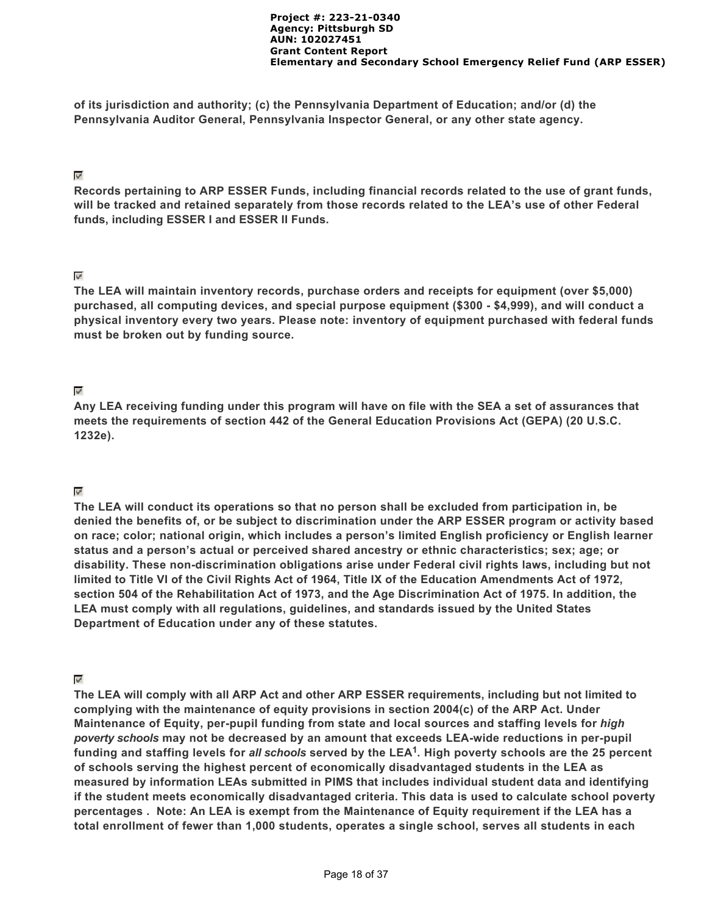**of its jurisdiction and authority; (c) the Pennsylvania Department of Education; and/or (d) the Pennsylvania Auditor General, Pennsylvania Inspector General, or any other state agency.**

☑

**Records pertaining to ARP ESSER Funds, including financial records related to the use of grant funds, will be tracked and retained separately from those records related to the LEA's use of other Federal funds, including ESSER I and ESSER II Funds.**

☑

**The LEA will maintain inventory records, purchase orders and receipts for equipment (over $5,000) purchased, all computing devices, and special purpose equipment ($300 - $4,999), and will conduct a physical inventory every two years. Please note: inventory of equipment purchased with federal funds must be broken out by funding source.**

☑

**Any LEA receiving funding under this program will have on file with the SEA a set of assurances that meets the requirements of section 442 of the General Education Provisions Act (GEPA) (20 U.S.C. 1232e).**

☑

**The LEA will conduct its operations so that no person shall be excluded from participation in, be denied the benefits of, or be subject to discrimination under the ARP ESSER program or activity based on race; color; national origin, which includes a person's limited English proficiency or English learner status and a person's actual or perceived shared ancestry or ethnic characteristics; sex; age; or disability. These non-discrimination obligations arise under Federal civil rights laws, including but not limited to Title VI of the Civil Rights Act of 1964, Title IX of the Education Amendments Act of 1972, section 504 of the Rehabilitation Act of 1973, and the Age Discrimination Act of 1975. In addition, the LEA must comply with all regulations, guidelines, and standards issued by the United States Department of Education under any of these statutes.**

☑

**The LEA will comply with all ARP Act and other ARP ESSER requirements, including but not limited to complying with the maintenance of equity provisions in section 2004(c) of the ARP Act. Under Maintenance of Equity, per-pupil funding from state and local sources and staffing levels for *high poverty schools* may not be decreased by an amount that exceeds LEA-wide reductions in per-pupil funding and staffing levels for *all schools* served by the LEA[1]. High poverty schools are the 25 percent of schools serving the highest percent of economically disadvantaged students in the LEA as measured by information LEAs submitted in PIMS that includes individual student data and identifying if the student meets economically disadvantaged criteria. This data is used to calculate school poverty percentages . Note: An LEA is exempt from the Maintenance of Equity requirement if the LEA has a total enrollment of fewer than 1,000 students, operates a single school, serves all students in each**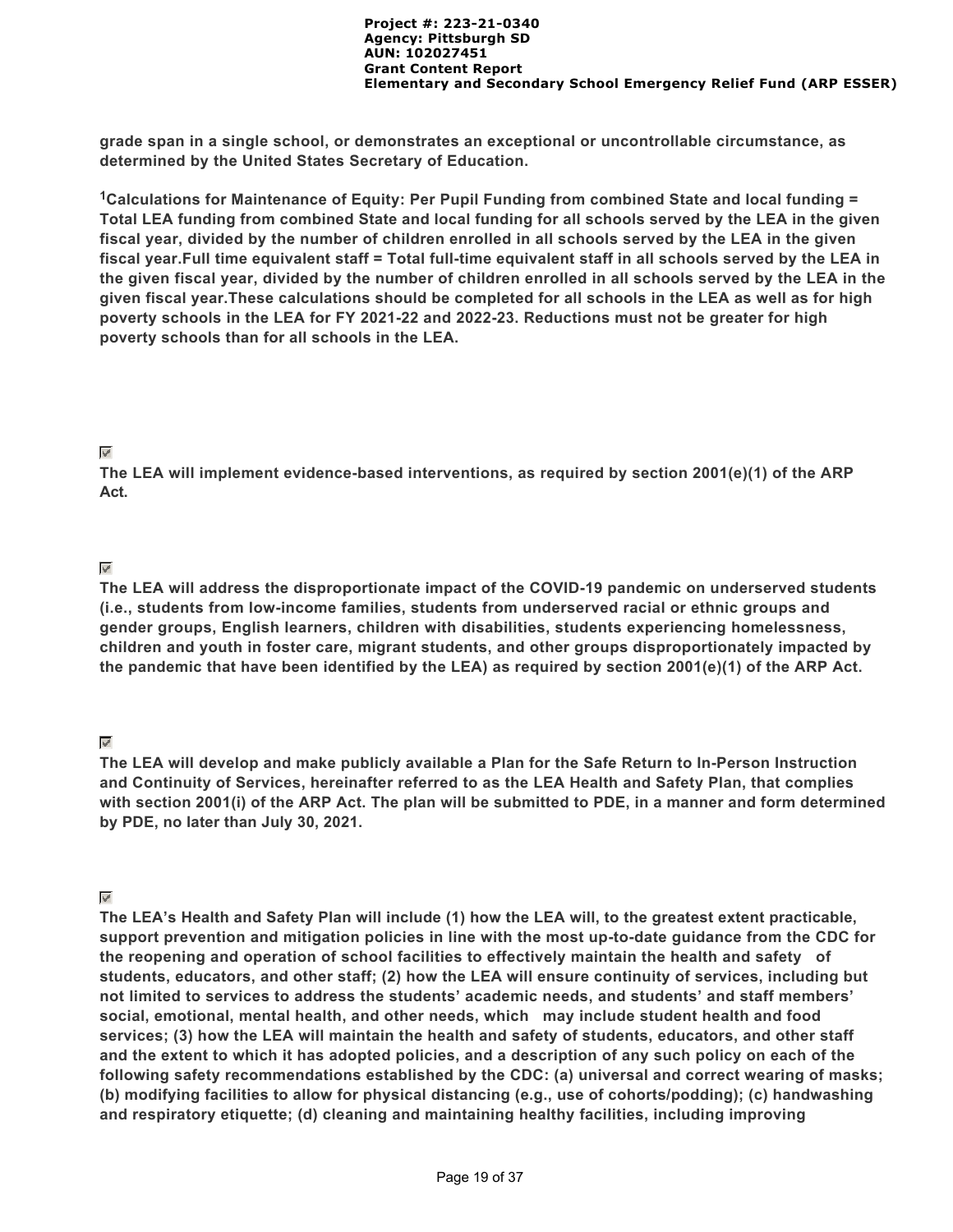**grade span in a single school, or demonstrates an exceptional or uncontrollable circumstance, as determined by the United States Secretary of Education.**

[1]**Calculations for Maintenance of Equity: Per Pupil Funding from combined State and local funding = Total LEA funding from combined State and local funding for all schools served by the LEA in the given fiscal year, divided by the number of children enrolled in all schools served by the LEA in the given fiscal year.Full time equivalent staff = Total full-time equivalent staff in all schools served by the LEA in the given fiscal year, divided by the number of children enrolled in all schools served by the LEA in the given fiscal year.These calculations should be completed for all schools in the LEA as well as for high poverty schools in the LEA for FY 2021-22 and 2022-23. Reductions must not be greater for high poverty schools than for all schools in the LEA.**

☑

**The LEA will implement evidence-based interventions, as required by section 2001(e)(1) of the ARP Act.**

☑

**The LEA will address the disproportionate impact of the COVID-19 pandemic on underserved students (i.e., students from low-income families, students from underserved racial or ethnic groups and gender groups, English learners, children with disabilities, students experiencing homelessness, children and youth in foster care, migrant students, and other groups disproportionately impacted by the pandemic that have been identified by the LEA) as required by section 2001(e)(1) of the ARP Act.**

☑

**The LEA will develop and make publicly available a Plan for the Safe Return to In-Person Instruction and Continuity of Services, hereinafter referred to as the LEA Health and Safety Plan, that complies with section 2001(i) of the ARP Act. The plan will be submitted to PDE, in a manner and form determined by PDE, no later than July 30, 2021.**

☑

**The LEA's Health and Safety Plan will include (1) how the LEA will, to the greatest extent practicable, support prevention and mitigation policies in line with the most up-to-date guidance from the CDC for the reopening and operation of school facilities to effectively maintain the health and safety of students, educators, and other staff; (2) how the LEA will ensure continuity of services, including but not limited to services to address the students' academic needs, and students' and staff members' social, emotional, mental health, and other needs, which may include student health and food services; (3) how the LEA will maintain the health and safety of students, educators, and other staff and the extent to which it has adopted policies, and a description of any such policy on each of the following safety recommendations established by the CDC: (a) universal and correct wearing of masks; (b) modifying facilities to allow for physical distancing (e.g., use of cohorts/podding); (c) handwashing and respiratory etiquette; (d) cleaning and maintaining healthy facilities, including improving**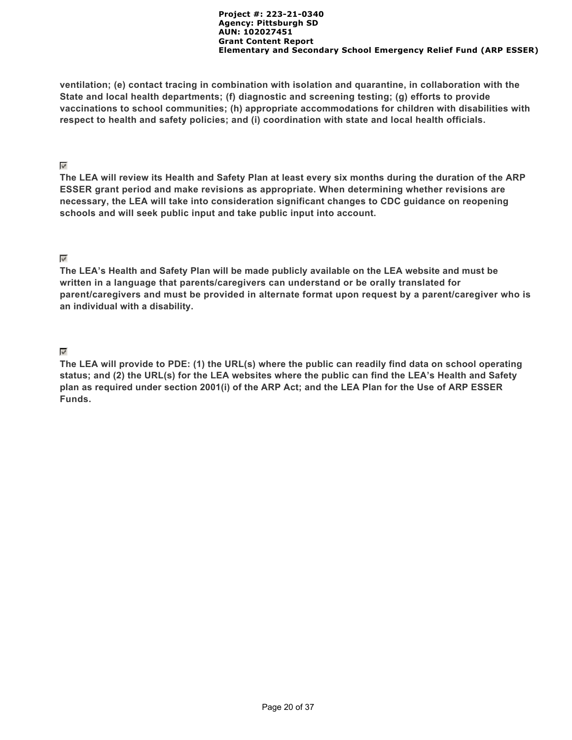**ventilation; (e) contact tracing in combination with isolation and quarantine, in collaboration with the State and local health departments; (f) diagnostic and screening testing; (g) efforts to provide vaccinations to school communities; (h) appropriate accommodations for children with disabilities with respect to health and safety policies; and (i) coordination with state and local health officials.**

☑

**The LEA will review its Health and Safety Plan at least every six months during the duration of the ARP ESSER grant period and make revisions as appropriate. When determining whether revisions are necessary, the LEA will take into consideration significant changes to CDC guidance on reopening schools and will seek public input and take public input into account.**

☑

**The LEA's Health and Safety Plan will be made publicly available on the LEA website and must be written in a language that parents/caregivers can understand or be orally translated for parent/caregivers and must be provided in alternate format upon request by a parent/caregiver who is an individual with a disability.**

☑

**The LEA will provide to PDE: (1) the URL(s) where the public can readily find data on school operating status; and (2) the URL(s) for the LEA websites where the public can find the LEA's Health and Safety plan as required under section 2001(i) of the ARP Act; and the LEA Plan for the Use of ARP ESSER Funds.**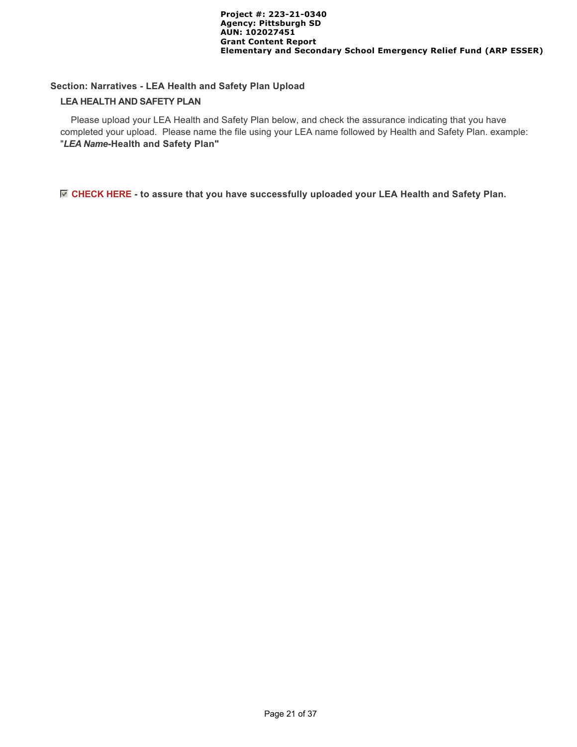## Section: Narratives - LEA Health and Safety Plan Upload

### LEA HEALTH AND SAFETY PLAN

Please upload your LEA Health and Safety Plan below, and check the assurance indicating that you have completed your upload. Please name the file using your LEA name followed by Health and Safety Plan. example: "***LEA Name*-Health and Safety Plan"**

☑ **CHECK HERE - to assure that you have successfully uploaded your LEA Health and Safety Plan.**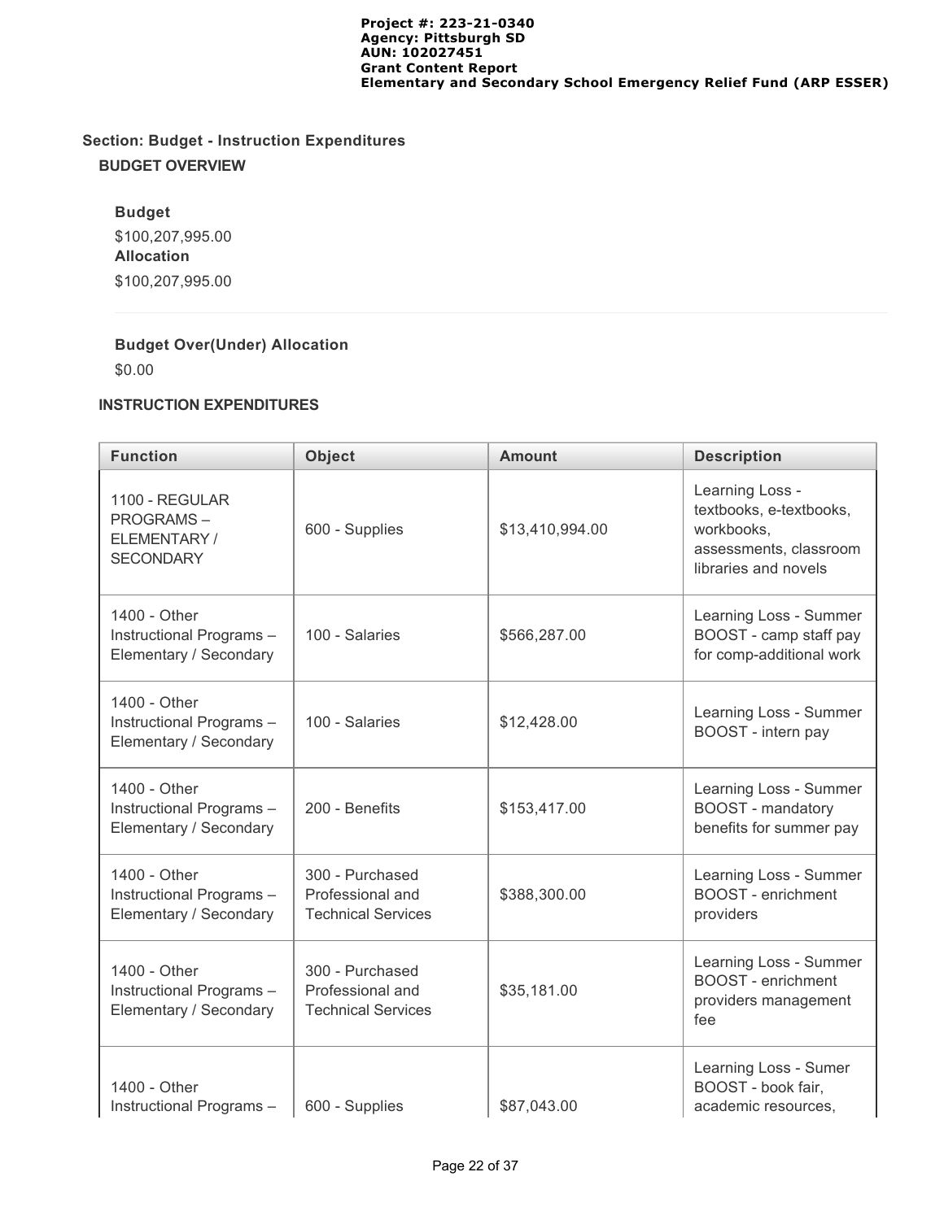**Section: Budget - Instruction Expenditures**

**BUDGET OVERVIEW**

**Budget**

$100,207,995.00

**Allocation**

$100,207,995.00

**Budget Over(Under) Allocation**

$0.00

**INSTRUCTION EXPENDITURES**

| Function | Object | Amount | Description |
|---|---|---|---|
| 1100 - REGULAR PROGRAMS – ELEMENTARY / SECONDARY | 600 - Supplies | $13,410,994.00 | Learning Loss - textbooks, e-textbooks, workbooks, assessments, classroom libraries and novels |
| 1400 - Other Instructional Programs – Elementary / Secondary | 100 - Salaries | $566,287.00 | Learning Loss - Summer BOOST - camp staff pay for comp-additional work |
| 1400 - Other Instructional Programs – Elementary / Secondary | 100 - Salaries | $12,428.00 | Learning Loss - Summer BOOST - intern pay |
| 1400 - Other Instructional Programs – Elementary / Secondary | 200 - Benefits | $153,417.00 | Learning Loss - Summer BOOST - mandatory benefits for summer pay |
| 1400 - Other Instructional Programs – Elementary / Secondary | 300 - Purchased Professional and Technical Services | $388,300.00 | Learning Loss - Summer BOOST - enrichment providers |
| 1400 - Other Instructional Programs – Elementary / Secondary | 300 - Purchased Professional and Technical Services | $35,181.00 | Learning Loss - Summer BOOST - enrichment providers management fee |
| 1400 - Other Instructional Programs – | 600 - Supplies | $87,043.00 | Learning Loss - Sumer BOOST - book fair, academic resources, |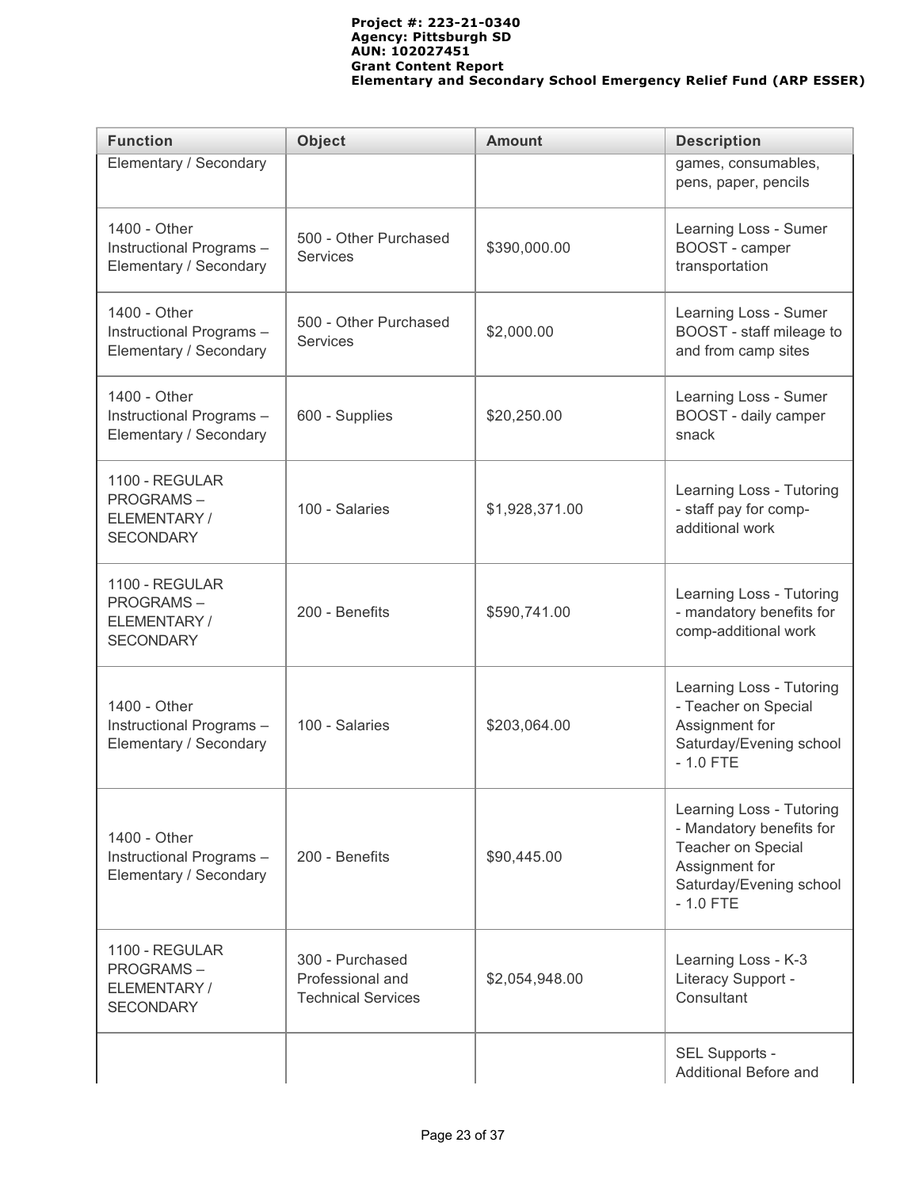| Function | Object | Amount | Description |
| --- | --- | --- | --- |
| Elementary / Secondary | | | games, consumables, pens, paper, pencils |
| 1400 - Other Instructional Programs – Elementary / Secondary | 500 - Other Purchased Services | $390,000.00 | Learning Loss - Sumer BOOST - camper transportation |
| 1400 - Other Instructional Programs – Elementary / Secondary | 500 - Other Purchased Services | $2,000.00 | Learning Loss - Sumer BOOST - staff mileage to and from camp sites |
| 1400 - Other Instructional Programs – Elementary / Secondary | 600 - Supplies | $20,250.00 | Learning Loss - Sumer BOOST - daily camper snack |
| 1100 - REGULAR PROGRAMS – ELEMENTARY / SECONDARY | 100 - Salaries | $1,928,371.00 | Learning Loss - Tutoring - staff pay for comp-additional work |
| 1100 - REGULAR PROGRAMS – ELEMENTARY / SECONDARY | 200 - Benefits | $590,741.00 | Learning Loss - Tutoring - mandatory benefits for comp-additional work |
| 1400 - Other Instructional Programs – Elementary / Secondary | 100 - Salaries | $203,064.00 | Learning Loss - Tutoring - Teacher on Special Assignment for Saturday/Evening school - 1.0 FTE |
| 1400 - Other Instructional Programs – Elementary / Secondary | 200 - Benefits | $90,445.00 | Learning Loss - Tutoring - Mandatory benefits for Teacher on Special Assignment for Saturday/Evening school - 1.0 FTE |
| 1100 - REGULAR PROGRAMS – ELEMENTARY / SECONDARY | 300 - Purchased Professional and Technical Services | $2,054,948.00 | Learning Loss - K-3 Literacy Support - Consultant |
| | | | SEL Supports - Additional Before and |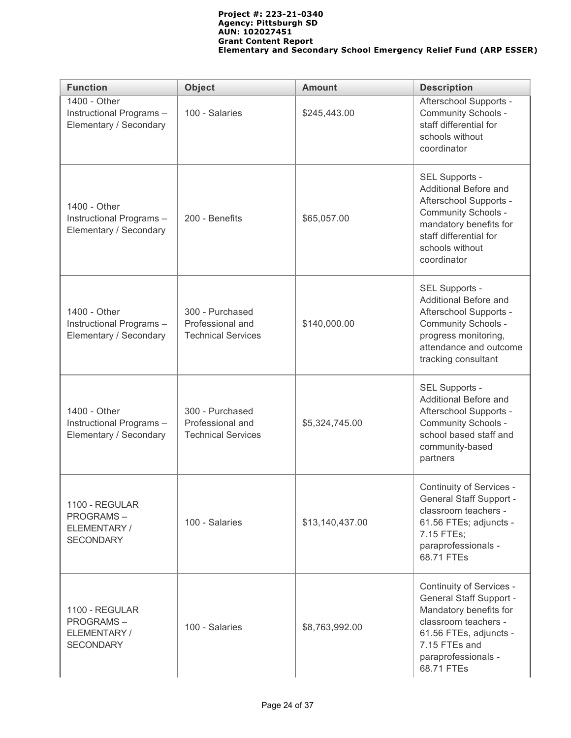| Function | Object | Amount | Description |
| --- | --- | --- | --- |
| 1400 - Other Instructional Programs – Elementary / Secondary | 100 - Salaries | $245,443.00 | Afterschool Supports - Community Schools - staff differential for schools without coordinator |
| 1400 - Other Instructional Programs – Elementary / Secondary | 200 - Benefits | $65,057.00 | SEL Supports - Additional Before and Afterschool Supports - Community Schools - mandatory benefits for staff differential for schools without coordinator |
| 1400 - Other Instructional Programs – Elementary / Secondary | 300 - Purchased Professional and Technical Services | $140,000.00 | SEL Supports - Additional Before and Afterschool Supports - Community Schools - progress monitoring, attendance and outcome tracking consultant |
| 1400 - Other Instructional Programs – Elementary / Secondary | 300 - Purchased Professional and Technical Services | $5,324,745.00 | SEL Supports - Additional Before and Afterschool Supports - Community Schools - school based staff and community-based partners |
| 1100 - REGULAR PROGRAMS – ELEMENTARY / SECONDARY | 100 - Salaries | $13,140,437.00 | Continuity of Services - General Staff Support - classroom teachers - 61.56 FTEs; adjuncts - 7.15 FTEs; paraprofessionals - 68.71 FTEs |
| 1100 - REGULAR PROGRAMS – ELEMENTARY / SECONDARY | 100 - Salaries | $8,763,992.00 | Continuity of Services - General Staff Support - Mandatory benefits for classroom teachers - 61.56 FTEs, adjuncts - 7.15 FTEs and paraprofessionals - 68.71 FTEs |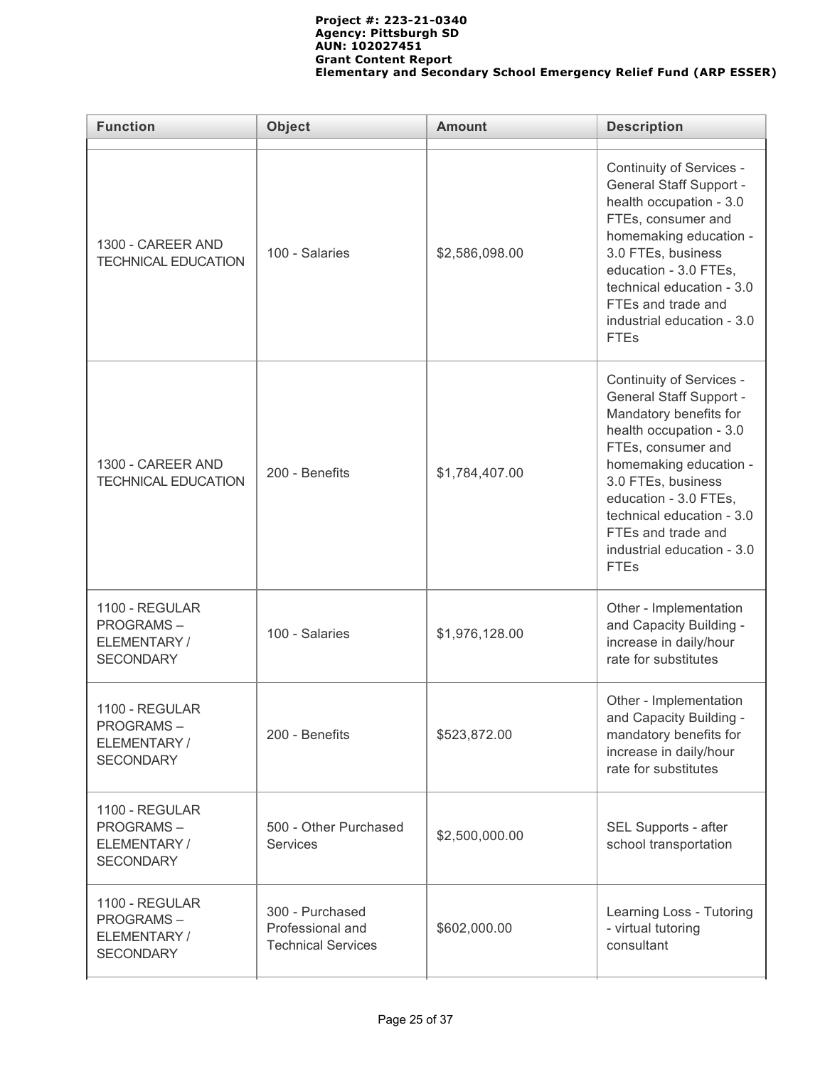| Function | Object | Amount | Description |
|---|---|---|---|
| | | | |
| 1300 - CAREER AND TECHNICAL EDUCATION | 100 - Salaries | $2,586,098.00 | Continuity of Services - General Staff Support - health occupation - 3.0 FTEs, consumer and homemaking education - 3.0 FTEs, business education - 3.0 FTEs, technical education - 3.0 FTEs and trade and industrial education - 3.0 FTEs |
| 1300 - CAREER AND TECHNICAL EDUCATION | 200 - Benefits | $1,784,407.00 | Continuity of Services - General Staff Support - Mandatory benefits for health occupation - 3.0 FTEs, consumer and homemaking education - 3.0 FTEs, business education - 3.0 FTEs, technical education - 3.0 FTEs and trade and industrial education - 3.0 FTEs |
| 1100 - REGULAR PROGRAMS – ELEMENTARY / SECONDARY | 100 - Salaries | $1,976,128.00 | Other - Implementation and Capacity Building - increase in daily/hour rate for substitutes |
| 1100 - REGULAR PROGRAMS – ELEMENTARY / SECONDARY | 200 - Benefits | $523,872.00 | Other - Implementation and Capacity Building - mandatory benefits for increase in daily/hour rate for substitutes |
| 1100 - REGULAR PROGRAMS – ELEMENTARY / SECONDARY | 500 - Other Purchased Services | $2,500,000.00 | SEL Supports - after school transportation |
| 1100 - REGULAR PROGRAMS – ELEMENTARY / SECONDARY | 300 - Purchased Professional and Technical Services | $602,000.00 | Learning Loss - Tutoring - virtual tutoring consultant |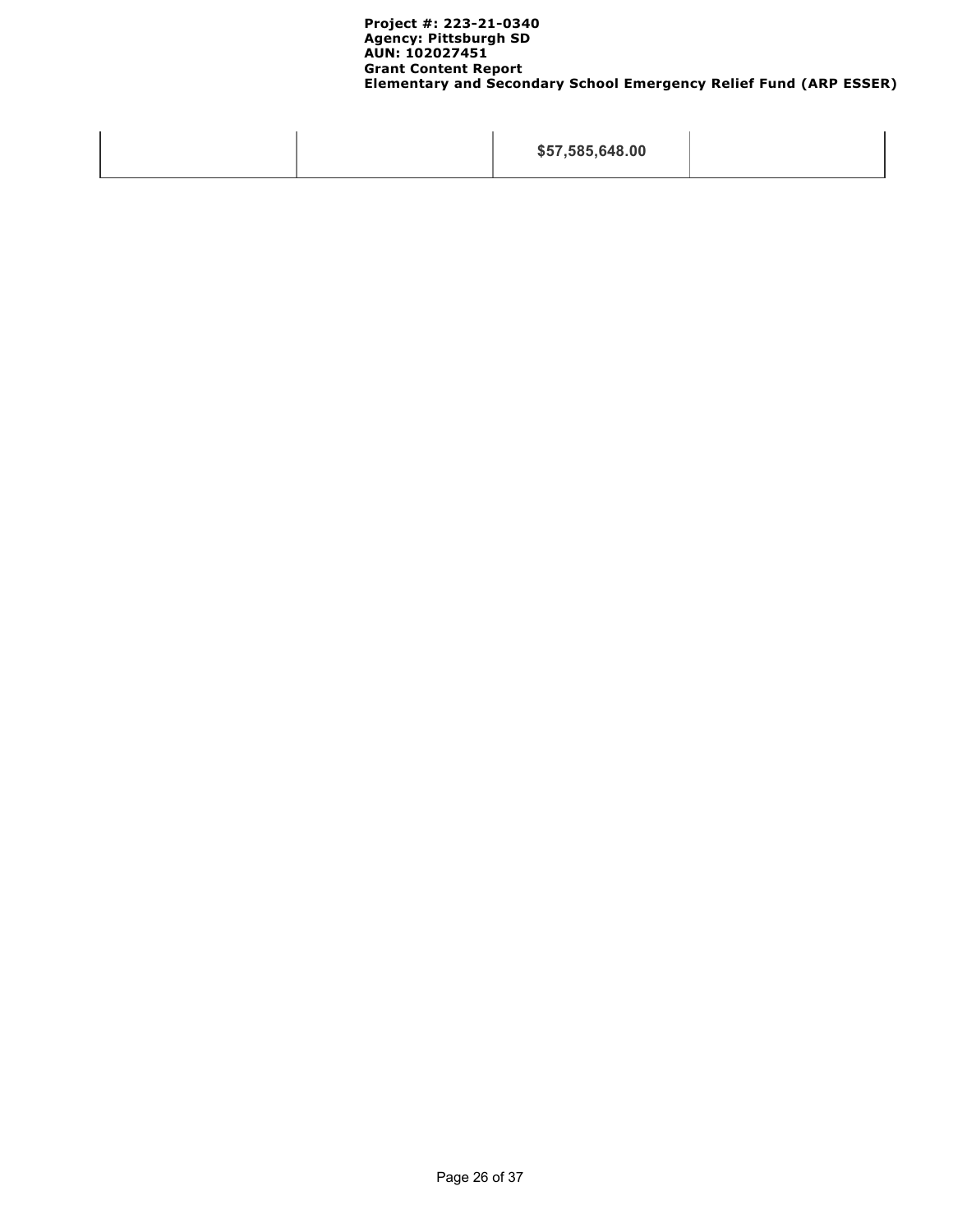| | | | |
|---|---|---|---|
| | | **$57,585,648.00** | |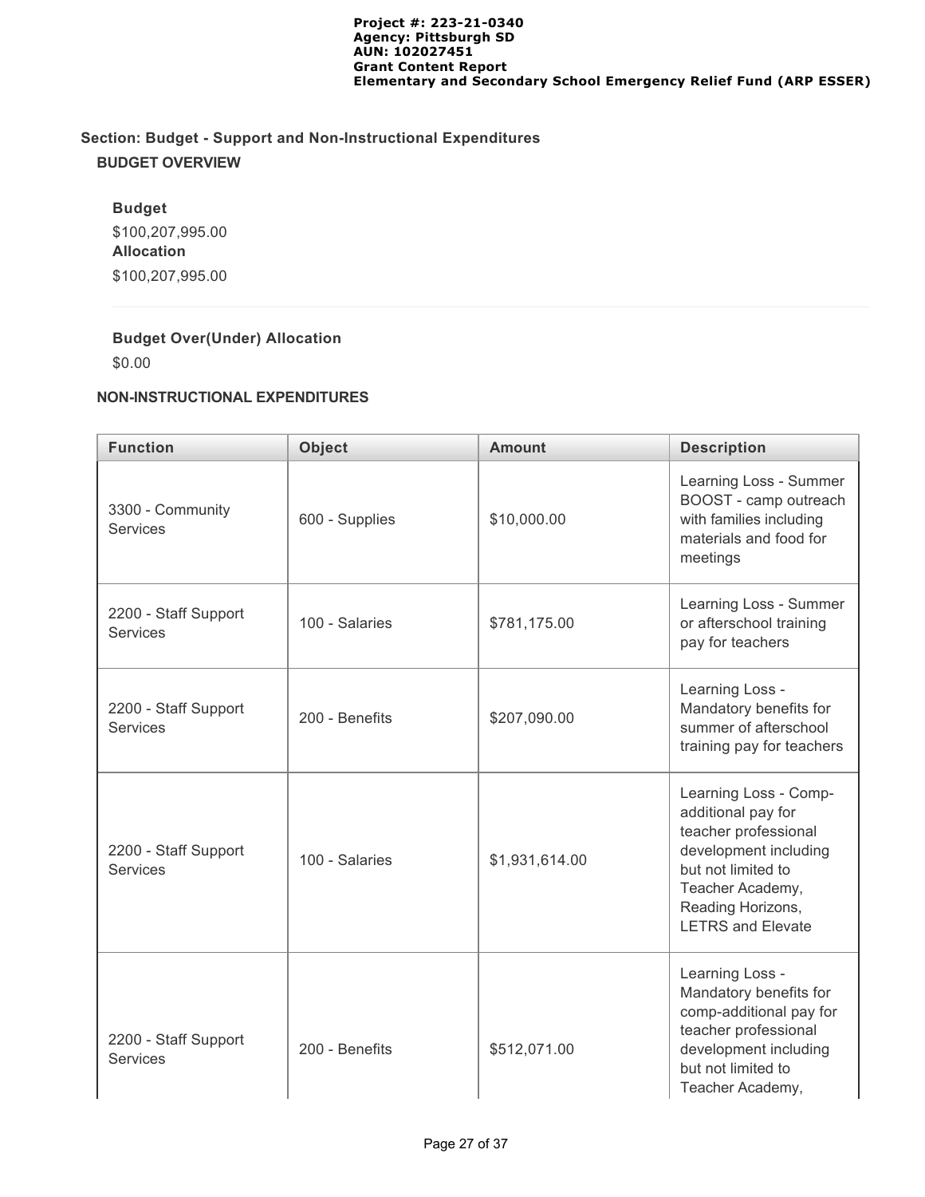**Project #: 223-21-0340**
**Agency: Pittsburgh SD**
**AUN: 102027451**
**Grant Content Report**
**Elementary and Secondary School Emergency Relief Fund (ARP ESSER)**

## Section: Budget - Support and Non-Instructional Expenditures

### BUDGET OVERVIEW

**Budget**

$100,207,995.00

**Allocation**

$100,207,995.00

**Budget Over(Under) Allocation**

$0.00

### NON-INSTRUCTIONAL EXPENDITURES

| Function | Object | Amount | Description |
|---|---|---|---|
| 3300 - Community Services | 600 - Supplies | $10,000.00 | Learning Loss - Summer BOOST - camp outreach with families including materials and food for meetings |
| 2200 - Staff Support Services | 100 - Salaries | $781,175.00 | Learning Loss - Summer or afterschool training pay for teachers |
| 2200 - Staff Support Services | 200 - Benefits | $207,090.00 | Learning Loss - Mandatory benefits for summer of afterschool training pay for teachers |
| 2200 - Staff Support Services | 100 - Salaries | $1,931,614.00 | Learning Loss - Comp-additional pay for teacher professional development including but not limited to Teacher Academy, Reading Horizons, LETRS and Elevate |
| 2200 - Staff Support Services | 200 - Benefits | $512,071.00 | Learning Loss - Mandatory benefits for comp-additional pay for teacher professional development including but not limited to Teacher Academy, |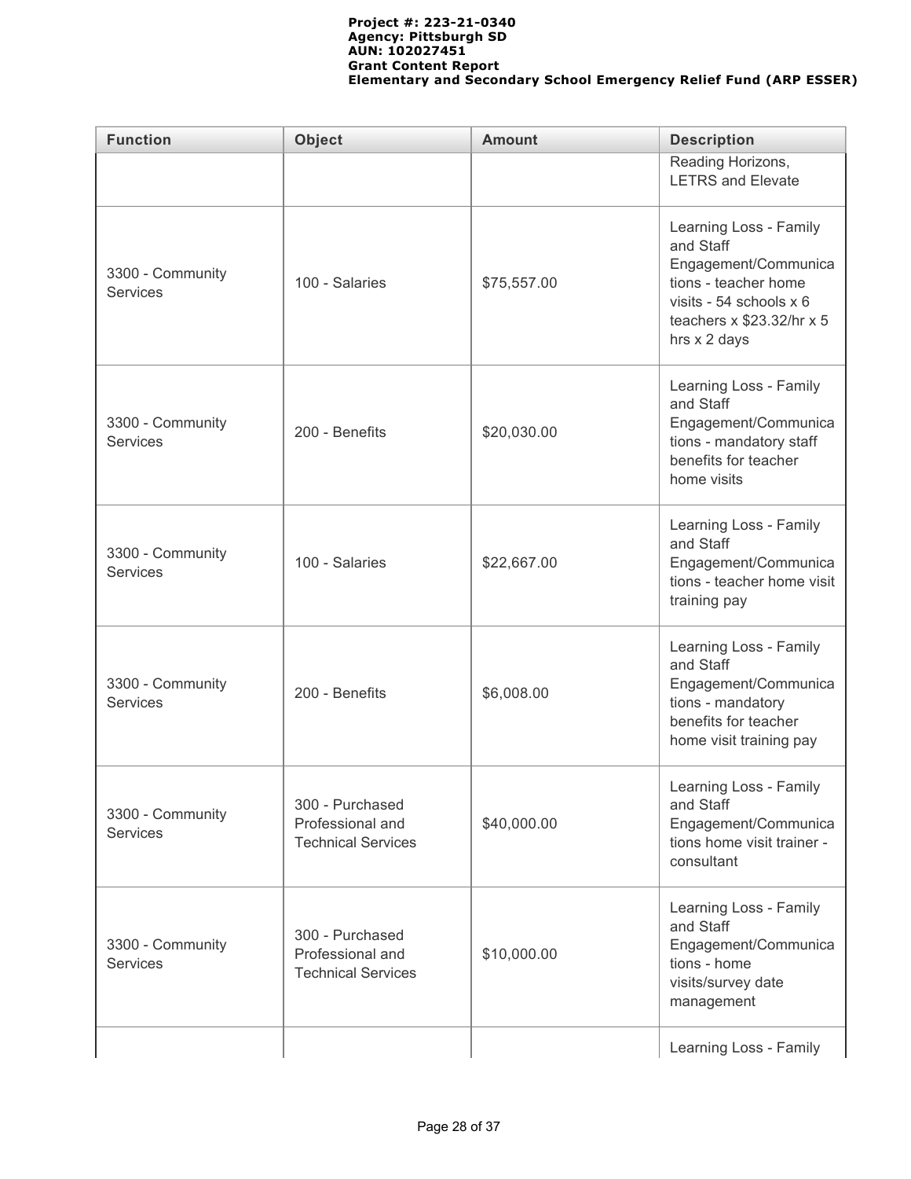| Function | Object | Amount | Description |
| --- | --- | --- | --- |
| | | | Reading Horizons, LETRS and Elevate |
| 3300 - Community Services | 100 - Salaries | $75,557.00 | Learning Loss - Family and Staff Engagement/Communications - teacher home visits - 54 schools x 6 teachers x $23.32/hr x 5 hrs x 2 days |
| 3300 - Community Services | 200 - Benefits | $20,030.00 | Learning Loss - Family and Staff Engagement/Communications - mandatory staff benefits for teacher home visits |
| 3300 - Community Services | 100 - Salaries | $22,667.00 | Learning Loss - Family and Staff Engagement/Communications - teacher home visit training pay |
| 3300 - Community Services | 200 - Benefits | $6,008.00 | Learning Loss - Family and Staff Engagement/Communications - mandatory benefits for teacher home visit training pay |
| 3300 - Community Services | 300 - Purchased Professional and Technical Services | $40,000.00 | Learning Loss - Family and Staff Engagement/Communications home visit trainer - consultant |
| 3300 - Community Services | 300 - Purchased Professional and Technical Services | $10,000.00 | Learning Loss - Family and Staff Engagement/Communications - home visits/survey date management |
| | | | Learning Loss - Family |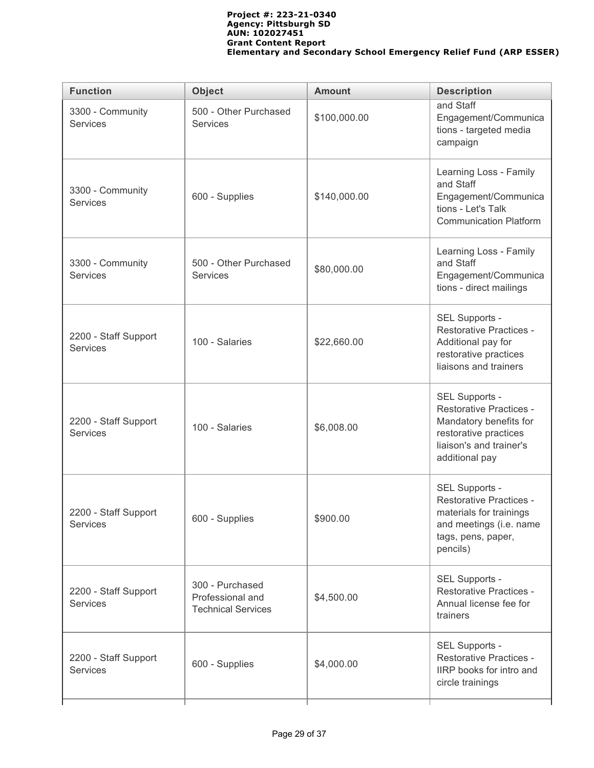| Function | Object | Amount | Description |
|---|---|---|---|
| 3300 - Community Services | 500 - Other Purchased Services | $100,000.00 | and Staff Engagement/Communications - targeted media campaign |
| 3300 - Community Services | 600 - Supplies | $140,000.00 | Learning Loss - Family and Staff Engagement/Communications - Let's Talk Communication Platform |
| 3300 - Community Services | 500 - Other Purchased Services | $80,000.00 | Learning Loss - Family and Staff Engagement/Communications - direct mailings |
| 2200 - Staff Support Services | 100 - Salaries | $22,660.00 | SEL Supports - Restorative Practices - Additional pay for restorative practices liaisons and trainers |
| 2200 - Staff Support Services | 100 - Salaries | $6,008.00 | SEL Supports - Restorative Practices - Mandatory benefits for restorative practices liaison's and trainer's additional pay |
| 2200 - Staff Support Services | 600 - Supplies | $900.00 | SEL Supports - Restorative Practices - materials for trainings and meetings (i.e. name tags, pens, paper, pencils) |
| 2200 - Staff Support Services | 300 - Purchased Professional and Technical Services | $4,500.00 | SEL Supports - Restorative Practices - Annual license fee for trainers |
| 2200 - Staff Support Services | 600 - Supplies | $4,000.00 | SEL Supports - Restorative Practices - IIRP books for intro and circle trainings |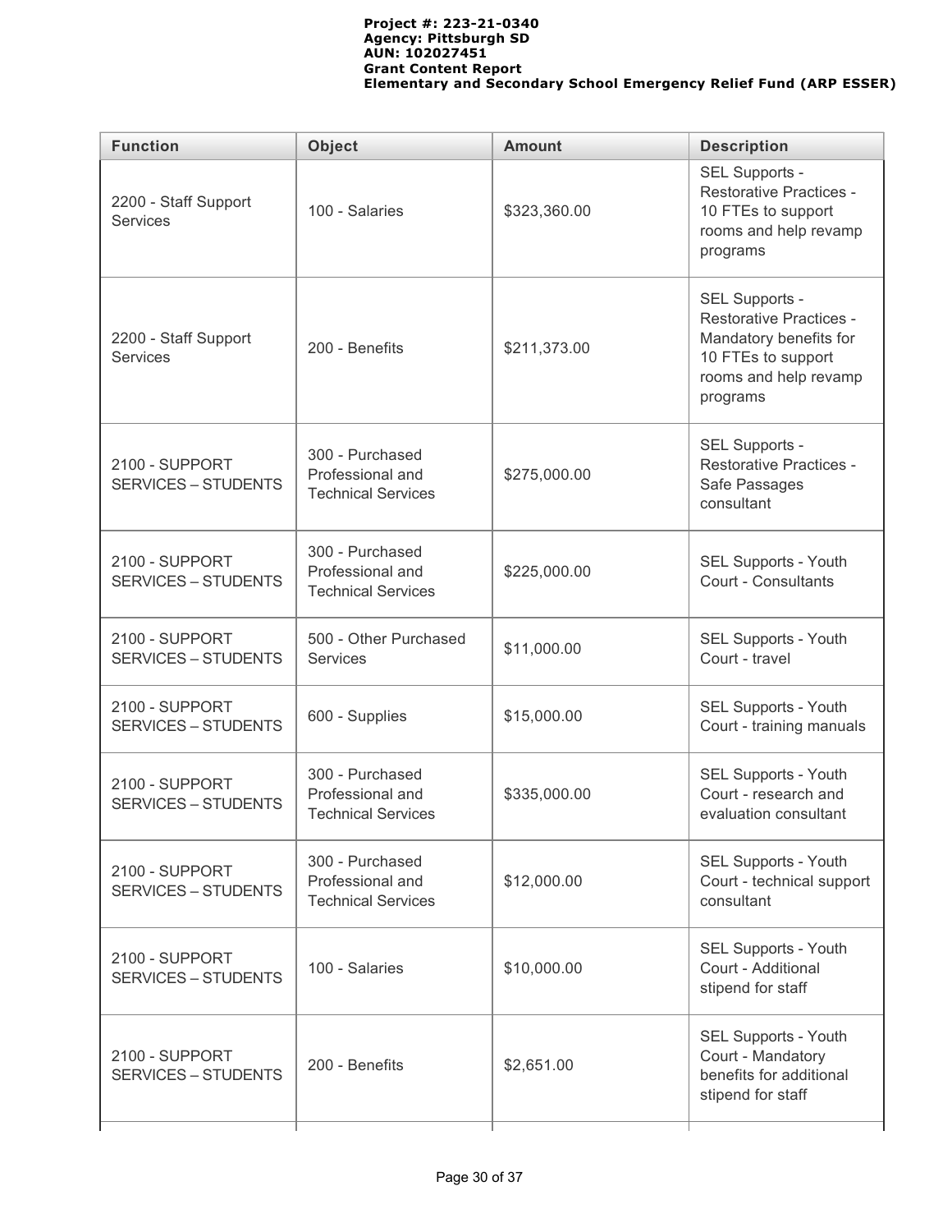| Function | Object | Amount | Description |
|---|---|---|---|
| 2200 - Staff Support Services | 100 - Salaries | $323,360.00 | SEL Supports - Restorative Practices - 10 FTEs to support rooms and help revamp programs |
| 2200 - Staff Support Services | 200 - Benefits | $211,373.00 | SEL Supports - Restorative Practices - Mandatory benefits for 10 FTEs to support rooms and help revamp programs |
| 2100 - SUPPORT SERVICES – STUDENTS | 300 - Purchased Professional and Technical Services | $275,000.00 | SEL Supports - Restorative Practices - Safe Passages consultant |
| 2100 - SUPPORT SERVICES – STUDENTS | 300 - Purchased Professional and Technical Services | $225,000.00 | SEL Supports - Youth Court - Consultants |
| 2100 - SUPPORT SERVICES – STUDENTS | 500 - Other Purchased Services | $11,000.00 | SEL Supports - Youth Court - travel |
| 2100 - SUPPORT SERVICES – STUDENTS | 600 - Supplies | $15,000.00 | SEL Supports - Youth Court - training manuals |
| 2100 - SUPPORT SERVICES – STUDENTS | 300 - Purchased Professional and Technical Services | $335,000.00 | SEL Supports - Youth Court - research and evaluation consultant |
| 2100 - SUPPORT SERVICES – STUDENTS | 300 - Purchased Professional and Technical Services | $12,000.00 | SEL Supports - Youth Court - technical support consultant |
| 2100 - SUPPORT SERVICES – STUDENTS | 100 - Salaries | $10,000.00 | SEL Supports - Youth Court - Additional stipend for staff |
| 2100 - SUPPORT SERVICES – STUDENTS | 200 - Benefits | $2,651.00 | SEL Supports - Youth Court - Mandatory benefits for additional stipend for staff |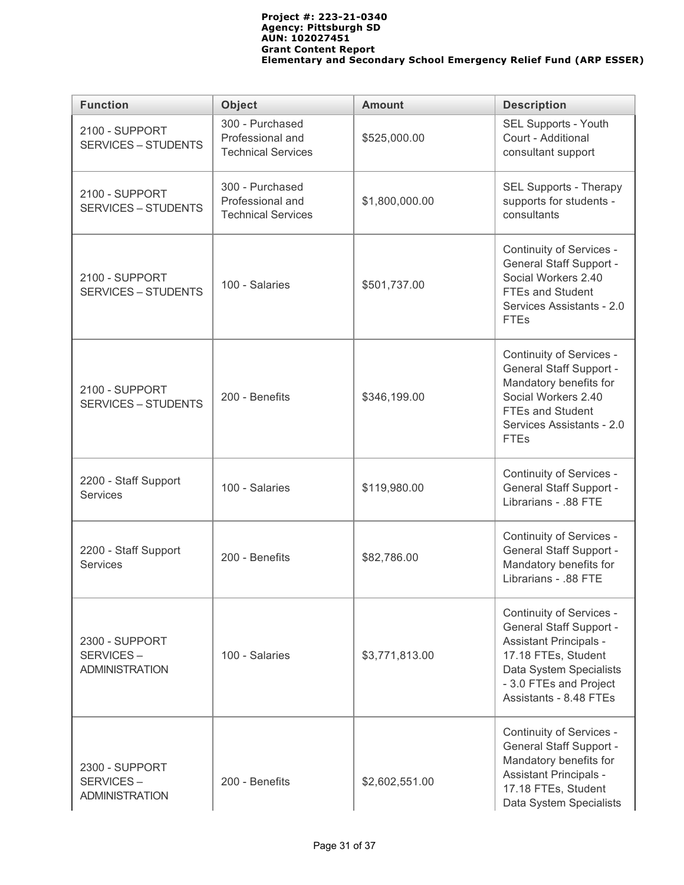| Function | Object | Amount | Description |
| --- | --- | --- | --- |
| 2100 - SUPPORT SERVICES – STUDENTS | 300 - Purchased Professional and Technical Services | $525,000.00 | SEL Supports - Youth Court - Additional consultant support |
| 2100 - SUPPORT SERVICES – STUDENTS | 300 - Purchased Professional and Technical Services | $1,800,000.00 | SEL Supports - Therapy supports for students - consultants |
| 2100 - SUPPORT SERVICES – STUDENTS | 100 - Salaries | $501,737.00 | Continuity of Services - General Staff Support - Social Workers 2.40 FTEs and Student Services Assistants - 2.0 FTEs |
| 2100 - SUPPORT SERVICES – STUDENTS | 200 - Benefits | $346,199.00 | Continuity of Services - General Staff Support - Mandatory benefits for Social Workers 2.40 FTEs and Student Services Assistants - 2.0 FTEs |
| 2200 - Staff Support Services | 100 - Salaries | $119,980.00 | Continuity of Services - General Staff Support - Librarians - .88 FTE |
| 2200 - Staff Support Services | 200 - Benefits | $82,786.00 | Continuity of Services - General Staff Support - Mandatory benefits for Librarians - .88 FTE |
| 2300 - SUPPORT SERVICES – ADMINISTRATION | 100 - Salaries | $3,771,813.00 | Continuity of Services - General Staff Support - Assistant Principals - 17.18 FTEs, Student Data System Specialists - 3.0 FTEs and Project Assistants - 8.48 FTEs |
| 2300 - SUPPORT SERVICES – ADMINISTRATION | 200 - Benefits | $2,602,551.00 | Continuity of Services - General Staff Support - Mandatory benefits for Assistant Principals - 17.18 FTEs, Student Data System Specialists |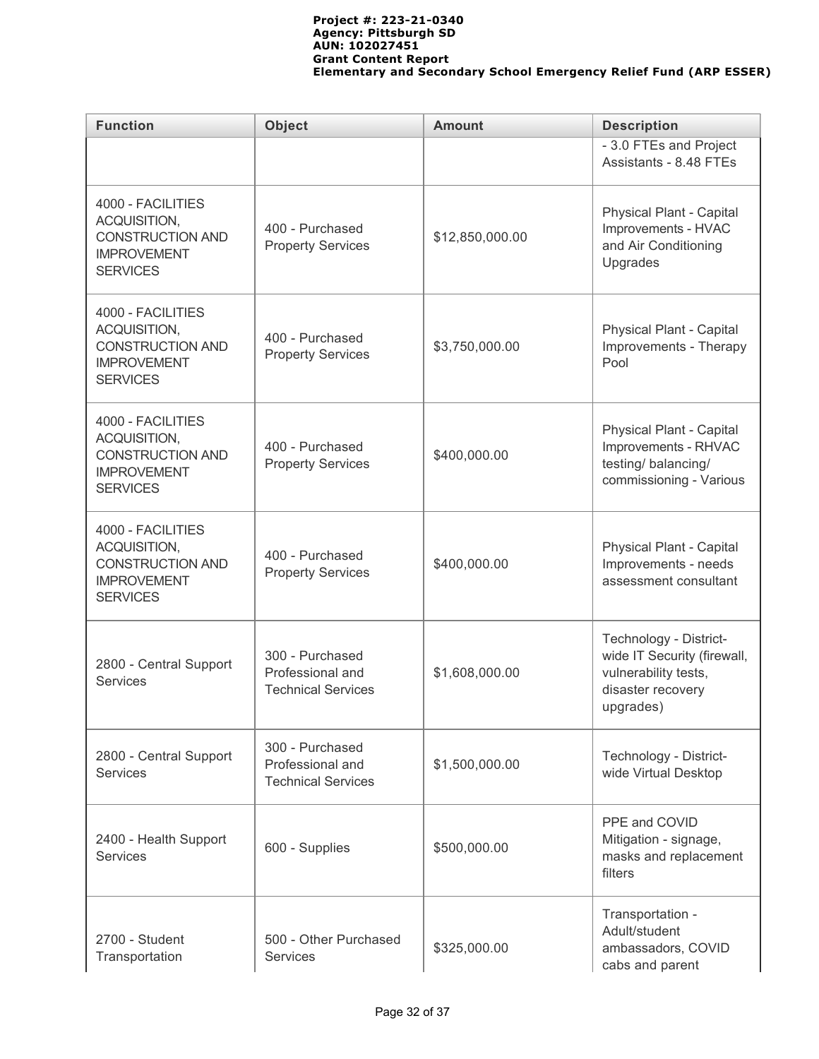| Function | Object | Amount | Description |
|---|---|---|---|
| | | | - 3.0 FTEs and Project Assistants - 8.48 FTEs |
| 4000 - FACILITIES ACQUISITION, CONSTRUCTION AND IMPROVEMENT SERVICES | 400 - Purchased Property Services | $12,850,000.00 | Physical Plant - Capital Improvements - HVAC and Air Conditioning Upgrades |
| 4000 - FACILITIES ACQUISITION, CONSTRUCTION AND IMPROVEMENT SERVICES | 400 - Purchased Property Services | $3,750,000.00 | Physical Plant - Capital Improvements - Therapy Pool |
| 4000 - FACILITIES ACQUISITION, CONSTRUCTION AND IMPROVEMENT SERVICES | 400 - Purchased Property Services | $400,000.00 | Physical Plant - Capital Improvements - RHVAC testing/ balancing/ commissioning - Various |
| 4000 - FACILITIES ACQUISITION, CONSTRUCTION AND IMPROVEMENT SERVICES | 400 - Purchased Property Services | $400,000.00 | Physical Plant - Capital Improvements - needs assessment consultant |
| 2800 - Central Support Services | 300 - Purchased Professional and Technical Services | $1,608,000.00 | Technology - District-wide IT Security (firewall, vulnerability tests, disaster recovery upgrades) |
| 2800 - Central Support Services | 300 - Purchased Professional and Technical Services | $1,500,000.00 | Technology - District-wide Virtual Desktop |
| 2400 - Health Support Services | 600 - Supplies | $500,000.00 | PPE and COVID Mitigation - signage, masks and replacement filters |
| 2700 - Student Transportation | 500 - Other Purchased Services | $325,000.00 | Transportation - Adult/student ambassadors, COVID cabs and parent |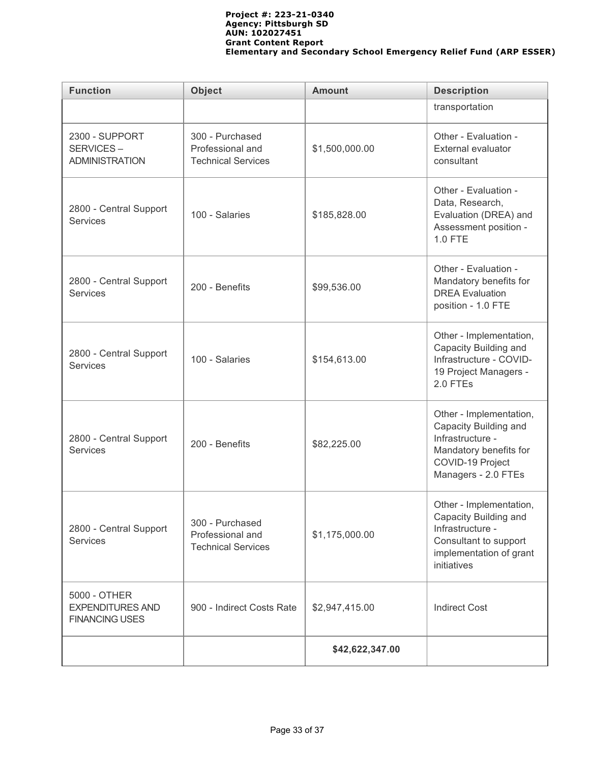| Function | Object | Amount | Description |
|---|---|---|---|
| | | | transportation |
| 2300 - SUPPORT SERVICES – ADMINISTRATION | 300 - Purchased Professional and Technical Services | $1,500,000.00 | Other - Evaluation - External evaluator consultant |
| 2800 - Central Support Services | 100 - Salaries | $185,828.00 | Other - Evaluation - Data, Research, Evaluation (DREA) and Assessment position - 1.0 FTE |
| 2800 - Central Support Services | 200 - Benefits | $99,536.00 | Other - Evaluation - Mandatory benefits for DREA Evaluation position - 1.0 FTE |
| 2800 - Central Support Services | 100 - Salaries | $154,613.00 | Other - Implementation, Capacity Building and Infrastructure - COVID-19 Project Managers - 2.0 FTEs |
| 2800 - Central Support Services | 200 - Benefits | $82,225.00 | Other - Implementation, Capacity Building and Infrastructure - Mandatory benefits for COVID-19 Project Managers - 2.0 FTEs |
| 2800 - Central Support Services | 300 - Purchased Professional and Technical Services | $1,175,000.00 | Other - Implementation, Capacity Building and Infrastructure - Consultant to support implementation of grant initiatives |
| 5000 - OTHER EXPENDITURES AND FINANCING USES | 900 - Indirect Costs Rate | $2,947,415.00 | Indirect Cost |
| | | **$42,622,347.00** | |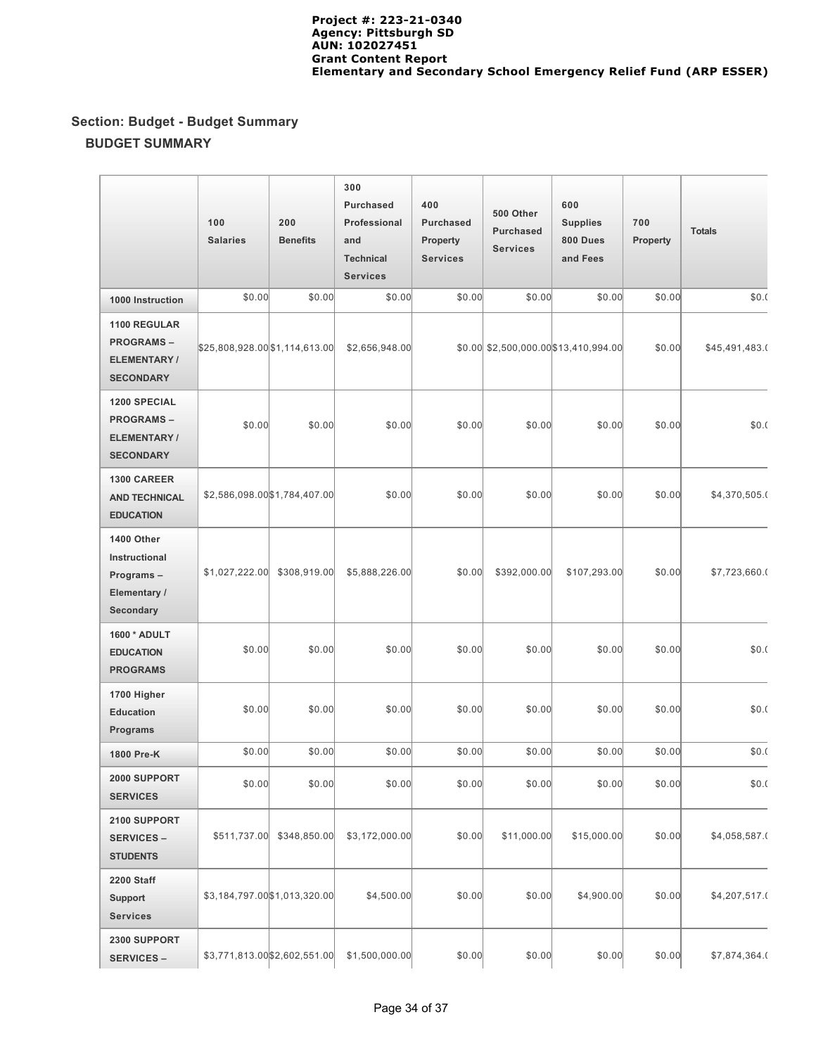## Section: Budget - Budget Summary

### BUDGET SUMMARY

| | 100 Salaries | 200 Benefits | 300 Purchased Professional and Technical Services | 400 Purchased Property Services | 500 Other Purchased Services | 600 Supplies 800 Dues and Fees | 700 Property | Totals |
|---|---|---|---|---|---|---|---|---|
| 1000 Instruction | $0.00 | $0.00 | $0.00 | $0.00 | $0.00 | $0.00 | $0.00 | $0.( |
| 1100 REGULAR PROGRAMS – ELEMENTARY / SECONDARY | $25,808,928.00 | $1,114,613.00 | $2,656,948.00 | $0.00 | $2,500,000.00 | $13,410,994.00 | $0.00 | $45,491,483.( |
| 1200 SPECIAL PROGRAMS – ELEMENTARY / SECONDARY | $0.00 | $0.00 | $0.00 | $0.00 | $0.00 | $0.00 | $0.00 | $0.( |
| 1300 CAREER AND TECHNICAL EDUCATION | $2,586,098.00 | $1,784,407.00 | $0.00 | $0.00 | $0.00 | $0.00 | $0.00 | $4,370,505.( |
| 1400 Other Instructional Programs – Elementary / Secondary | $1,027,222.00 | $308,919.00 | $5,888,226.00 | $0.00 | $392,000.00 | $107,293.00 | $0.00 | $7,723,660.( |
| 1600 * ADULT EDUCATION PROGRAMS | $0.00 | $0.00 | $0.00 | $0.00 | $0.00 | $0.00 | $0.00 | $0.( |
| 1700 Higher Education Programs | $0.00 | $0.00 | $0.00 | $0.00 | $0.00 | $0.00 | $0.00 | $0.( |
| 1800 Pre-K | $0.00 | $0.00 | $0.00 | $0.00 | $0.00 | $0.00 | $0.00 | $0.( |
| 2000 SUPPORT SERVICES | $0.00 | $0.00 | $0.00 | $0.00 | $0.00 | $0.00 | $0.00 | $0.( |
| 2100 SUPPORT SERVICES – STUDENTS | $511,737.00 | $348,850.00 | $3,172,000.00 | $0.00 | $11,000.00 | $15,000.00 | $0.00 | $4,058,587.( |
| 2200 Staff Support Services | $3,184,797.00 | $1,013,320.00 | $4,500.00 | $0.00 | $0.00 | $4,900.00 | $0.00 | $4,207,517.( |
| 2300 SUPPORT SERVICES – | $3,771,813.00 | $2,602,551.00 | $1,500,000.00 | $0.00 | $0.00 | $0.00 | $0.00 | $7,874,364.( |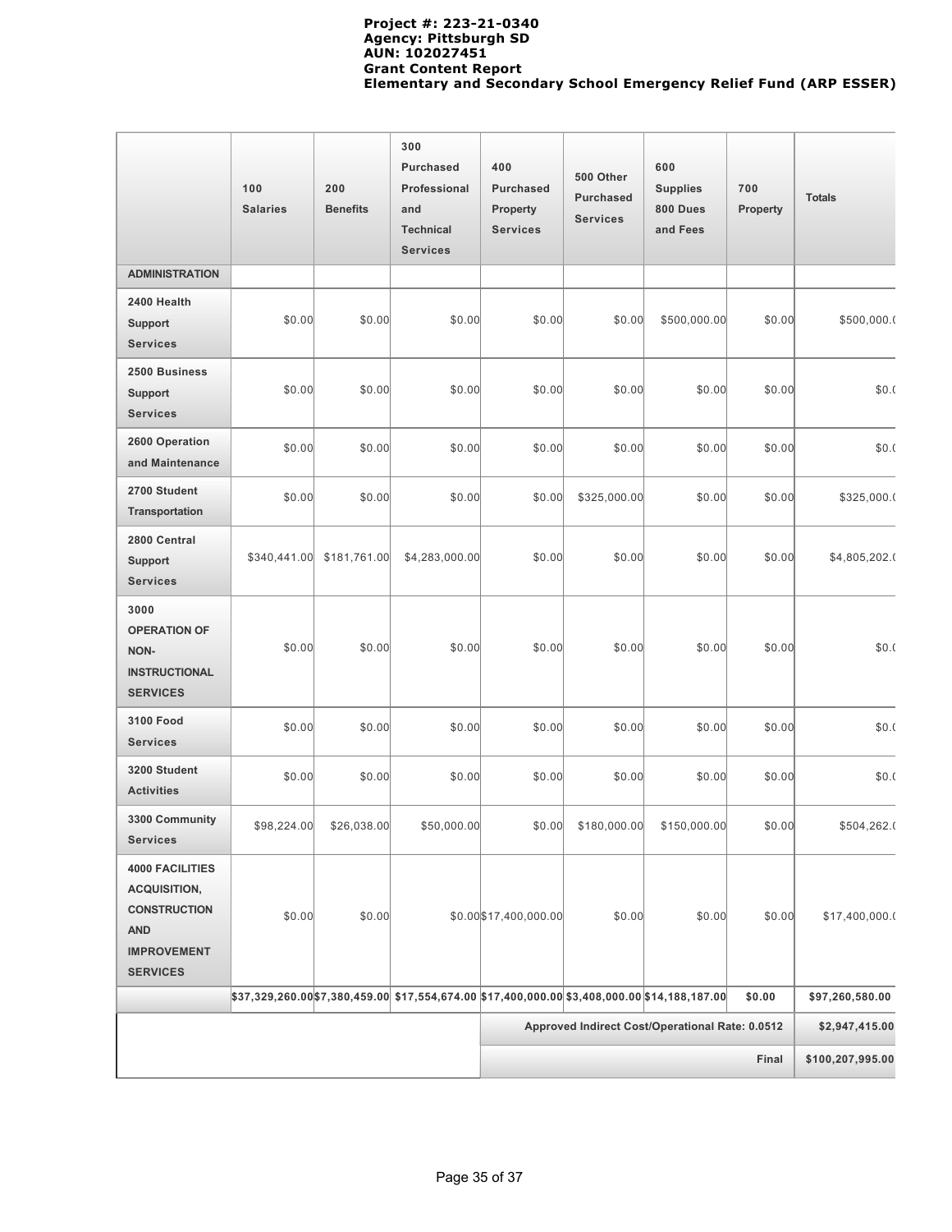**Project #: 223-21-0340**
**Agency: Pittsburgh SD**
**AUN: 102027451**
**Grant Content Report**
**Elementary and Secondary School Emergency Relief Fund (ARP ESSER)**

| | 100 Salaries | 200 Benefits | 300 Purchased Professional and Technical Services | 400 Purchased Property Services | 500 Other Purchased Services | 600 Supplies 800 Dues and Fees | 700 Property | Totals |
|---|---|---|---|---|---|---|---|---|
| **ADMINISTRATION** | | | | | | | | |
| **2400 Health Support Services** | $0.00 | $0.00 | $0.00 | $0.00 | $0.00 | $500,000.00 | $0.00 | $500,000.( |
| **2500 Business Support Services** | $0.00 | $0.00 | $0.00 | $0.00 | $0.00 | $0.00 | $0.00 | $0.( |
| **2600 Operation and Maintenance** | $0.00 | $0.00 | $0.00 | $0.00 | $0.00 | $0.00 | $0.00 | $0.( |
| **2700 Student Transportation** | $0.00 | $0.00 | $0.00 | $0.00 | $325,000.00 | $0.00 | $0.00 | $325,000.( |
| **2800 Central Support Services** | $340,441.00 | $181,761.00 | $4,283,000.00 | $0.00 | $0.00 | $0.00 | $0.00 | $4,805,202.( |
| **3000 OPERATION OF NON-INSTRUCTIONAL SERVICES** | $0.00 | $0.00 | $0.00 | $0.00 | $0.00 | $0.00 | $0.00 | $0.( |
| **3100 Food Services** | $0.00 | $0.00 | $0.00 | $0.00 | $0.00 | $0.00 | $0.00 | $0.( |
| **3200 Student Activities** | $0.00 | $0.00 | $0.00 | $0.00 | $0.00 | $0.00 | $0.00 | $0.( |
| **3300 Community Services** | $98,224.00 | $26,038.00 | $50,000.00 | $0.00 | $180,000.00 | $150,000.00 | $0.00 | $504,262.( |
| **4000 FACILITIES ACQUISITION, CONSTRUCTION AND IMPROVEMENT SERVICES** | $0.00 | $0.00 | $0.00 | $17,400,000.00 | $0.00 | $0.00 | $0.00 | $17,400,000.( |
| | **$37,329,260.00** | **$7,380,459.00** | **$17,554,674.00** | **$17,400,000.00** | **$3,408,000.00** | **$14,188,187.00** | **$0.00** | **$97,260,580.00** |
| | | | | **Approved Indirect Cost/Operational Rate: 0.0512** | | | | **$2,947,415.00** |
| | | | | | | | **Final** | **$100,207,995.00** |